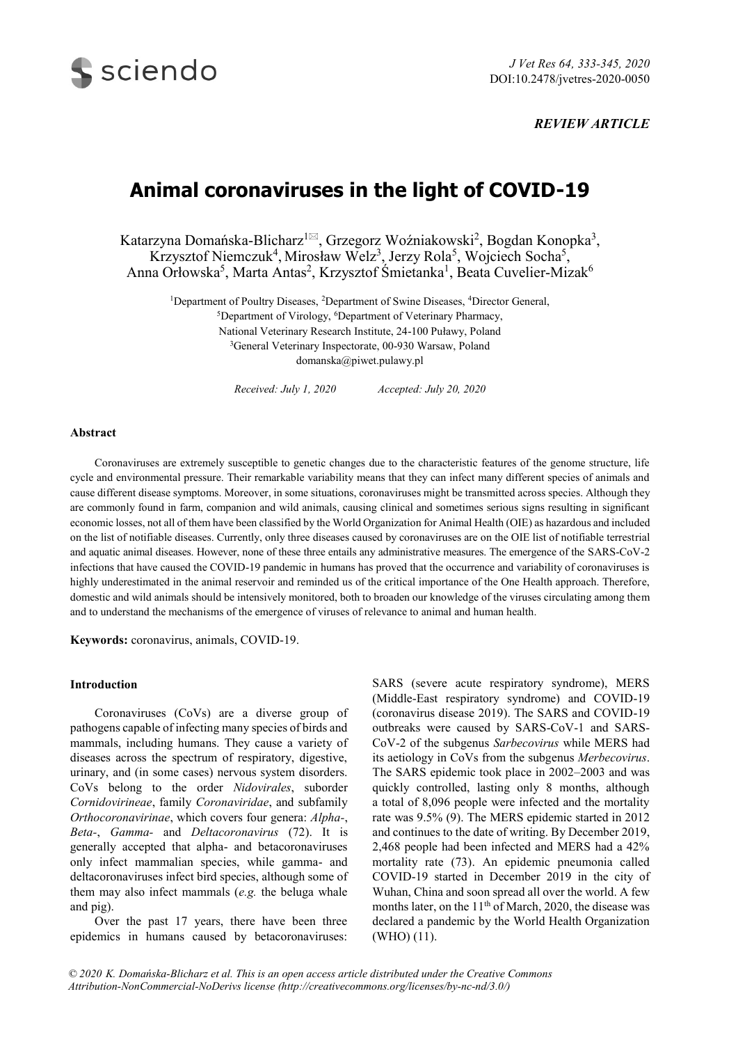*REVIEW ARTICLE*

# Animal coronaviruses in the light of COVID-19

Katarzyna Domańska-Blicharz[1✉], Grzegorz Woźniakowski[2], Bogdan Konopka[3], Krzysztof Niemczuk[4], Mirosław Welz[3], Jerzy Rola[5], Wojciech Socha[5], Anna Orłowska[5], Marta Antas[2], Krzysztof Śmietanka[1], Beata Cuvelier-Mizak[6]

[1]Department of Poultry Diseases, [2]Department of Swine Diseases, [4]Director General, [5]Department of Virology, [6]Department of Veterinary Pharmacy, National Veterinary Research Institute, 24-100 Puławy, Poland
[3]General Veterinary Inspectorate, 00-930 Warsaw, Poland
domanska@piwet.pulawy.pl

*Received: July 1, 2020* *Accepted: July 20, 2020*

## Abstract

Coronaviruses are extremely susceptible to genetic changes due to the characteristic features of the genome structure, life cycle and environmental pressure. Their remarkable variability means that they can infect many different species of animals and cause different disease symptoms. Moreover, in some situations, coronaviruses might be transmitted across species. Although they are commonly found in farm, companion and wild animals, causing clinical and sometimes serious signs resulting in significant economic losses, not all of them have been classified by the World Organization for Animal Health (OIE) as hazardous and included on the list of notifiable diseases. Currently, only three diseases caused by coronaviruses are on the OIE list of notifiable terrestrial and aquatic animal diseases. However, none of these three entails any administrative measures. The emergence of the SARS-CoV-2 infections that have caused the COVID-19 pandemic in humans has proved that the occurrence and variability of coronaviruses is highly underestimated in the animal reservoir and reminded us of the critical importance of the One Health approach. Therefore, domestic and wild animals should be intensively monitored, both to broaden our knowledge of the viruses circulating among them and to understand the mechanisms of the emergence of viruses of relevance to animal and human health.

**Keywords:** coronavirus, animals, COVID-19.

## Introduction

Coronaviruses (CoVs) are a diverse group of pathogens capable of infecting many species of birds and mammals, including humans. They cause a variety of diseases across the spectrum of respiratory, digestive, urinary, and (in some cases) nervous system disorders. CoVs belong to the order *Nidovirales*, suborder *Cornidovirineae*, family *Coronaviridae*, and subfamily *Orthocoronavirinae*, which covers four genera: *Alpha-*, *Beta-*, *Gamma-* and *Deltacoronavirus* (72). It is generally accepted that alpha- and betacoronaviruses only infect mammalian species, while gamma- and deltacoronaviruses infect bird species, although some of them may also infect mammals (*e.g.* the beluga whale and pig).

Over the past 17 years, there have been three epidemics in humans caused by betacoronaviruses: SARS (severe acute respiratory syndrome), MERS (Middle-East respiratory syndrome) and COVID-19 (coronavirus disease 2019). The SARS and COVID-19 outbreaks were caused by SARS-CoV-1 and SARS-CoV-2 of the subgenus *Sarbecovirus* while MERS had its aetiology in CoVs from the subgenus *Merbecovirus*. The SARS epidemic took place in 2002–2003 and was quickly controlled, lasting only 8 months, although a total of 8,096 people were infected and the mortality rate was 9.5% (9). The MERS epidemic started in 2012 and continues to the date of writing. By December 2019, 2,468 people had been infected and MERS had a 42% mortality rate (73). An epidemic pneumonia called COVID-19 started in December 2019 in the city of Wuhan, China and soon spread all over the world. A few months later, on the 11th of March, 2020, the disease was declared a pandemic by the World Health Organization (WHO) (11).

*© 2020 K. Domańska-Blicharz et al. This is an open access article distributed under the Creative Commons Attribution-NonCommercial-NoDerivs license (http://creativecommons.org/licenses/by-nc-nd/3.0/)*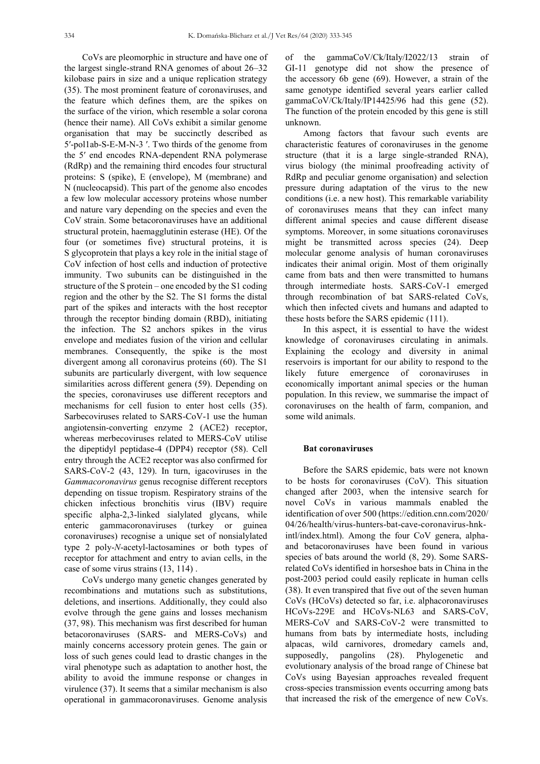CoVs are pleomorphic in structure and have one of the largest single-strand RNA genomes of about 26–32 kilobase pairs in size and a unique replication strategy (35). The most prominent feature of coronaviruses, and the feature which defines them, are the spikes on the surface of the virion, which resemble a solar corona (hence their name). All CoVs exhibit a similar genome organisation that may be succinctly described as 5′-pol1ab-S-E-M-N-3 ′. Two thirds of the genome from the 5′ end encodes RNA-dependent RNA polymerase (RdRp) and the remaining third encodes four structural proteins: S (spike), E (envelope), M (membrane) and N (nucleocapsid). This part of the genome also encodes a few low molecular accessory proteins whose number and nature vary depending on the species and even the CoV strain. Some betacoronaviruses have an additional structural protein, haemagglutinin esterase (HE). Of the four (or sometimes five) structural proteins, it is S glycoprotein that plays a key role in the initial stage of CoV infection of host cells and induction of protective immunity. Two subunits can be distinguished in the structure of the S protein – one encoded by the S1 coding region and the other by the S2. The S1 forms the distal part of the spikes and interacts with the host receptor through the receptor binding domain (RBD), initiating the infection. The S2 anchors spikes in the virus envelope and mediates fusion of the virion and cellular membranes. Consequently, the spike is the most divergent among all coronavirus proteins (60). The S1 subunits are particularly divergent, with low sequence similarities across different genera (59). Depending on the species, coronaviruses use different receptors and mechanisms for cell fusion to enter host cells (35). Sarbecoviruses related to SARS-CoV-1 use the human angiotensin-converting enzyme 2 (ACE2) receptor, whereas merbecoviruses related to MERS-CoV utilise the dipeptidyl peptidase-4 (DPP4) receptor (58). Cell entry through the ACE2 receptor was also confirmed for SARS-CoV-2 (43, 129). In turn, igacoviruses in the *Gammacoronavirus* genus recognise different receptors depending on tissue tropism. Respiratory strains of the chicken infectious bronchitis virus (IBV) require specific alpha-2,3-linked sialylated glycans, while enteric gammacoronaviruses (turkey or guinea coronaviruses) recognise a unique set of nonsialylated type 2 poly-*N*-acetyl-lactosamines or both types of receptor for attachment and entry to avian cells, in the case of some virus strains (13, 114) .

CoVs undergo many genetic changes generated by recombinations and mutations such as substitutions, deletions, and insertions. Additionally, they could also evolve through the gene gains and losses mechanism (37, 98). This mechanism was first described for human betacoronaviruses (SARS- and MERS-CoVs) and mainly concerns accessory protein genes. The gain or loss of such genes could lead to drastic changes in the viral phenotype such as adaptation to another host, the ability to avoid the immune response or changes in virulence (37). It seems that a similar mechanism is also operational in gammacoronaviruses. Genome analysis of the gammaCoV/Ck/Italy/I2022/13 strain of GI-11 genotype did not show the presence of the accessory 6b gene (69). However, a strain of the same genotype identified several years earlier called gammaCoV/Ck/Italy/IP14425/96 had this gene (52). The function of the protein encoded by this gene is still unknown.

Among factors that favour such events are characteristic features of coronaviruses in the genome structure (that it is a large single-stranded RNA), virus biology (the minimal proofreading activity of RdRp and peculiar genome organisation) and selection pressure during adaptation of the virus to the new conditions (i.e. a new host). This remarkable variability of coronaviruses means that they can infect many different animal species and cause different disease symptoms. Moreover, in some situations coronaviruses might be transmitted across species (24). Deep molecular genome analysis of human coronaviruses indicates their animal origin. Most of them originally came from bats and then were transmitted to humans through intermediate hosts. SARS-CoV-1 emerged through recombination of bat SARS-related CoVs, which then infected civets and humans and adapted to these hosts before the SARS epidemic (111).

In this aspect, it is essential to have the widest knowledge of coronaviruses circulating in animals. Explaining the ecology and diversity in animal reservoirs is important for our ability to respond to the likely future emergence of coronaviruses in economically important animal species or the human population. In this review, we summarise the impact of coronaviruses on the health of farm, companion, and some wild animals.

## Bat coronaviruses

Before the SARS epidemic, bats were not known to be hosts for coronaviruses (CoV). This situation changed after 2003, when the intensive search for novel CoVs in various mammals enabled the identification of over 500 (https://edition.cnn.com/2020/04/26/health/virus-hunters-bat-cave-coronavirus-hnk-intl/index.html). Among the four CoV genera, alpha- and betacoronaviruses have been found in various species of bats around the world (8, 29). Some SARS-related CoVs identified in horseshoe bats in China in the post-2003 period could easily replicate in human cells (38). It even transpired that five out of the seven human CoVs (HCoVs) detected so far, i.e. alphacoronaviruses HCoVs-229E and HCoVs-NL63 and SARS-CoV, MERS-CoV and SARS-CoV-2 were transmitted to humans from bats by intermediate hosts, including alpacas, wild carnivores, dromedary camels and, supposedly, pangolins (28). Phylogenetic and evolutionary analysis of the broad range of Chinese bat CoVs using Bayesian approaches revealed frequent cross-species transmission events occurring among bats that increased the risk of the emergence of new CoVs.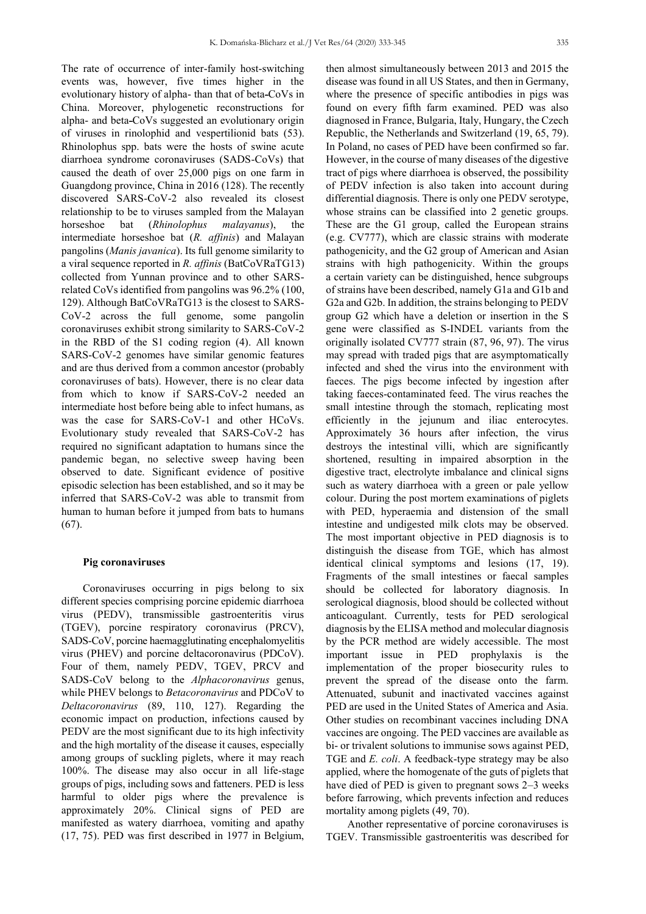The rate of occurrence of inter-family host-switching events was, however, five times higher in the evolutionary history of alpha- than that of beta-CoVs in China. Moreover, phylogenetic reconstructions for alpha- and beta-CoVs suggested an evolutionary origin of viruses in rinolophid and vespertilionid bats (53). Rhinolophus spp. bats were the hosts of swine acute diarrhoea syndrome coronaviruses (SADS-CoVs) that caused the death of over 25,000 pigs on one farm in Guangdong province, China in 2016 (128). The recently discovered SARS-CoV-2 also revealed its closest relationship to be to viruses sampled from the Malayan horseshoe bat (*Rhinolophus malayanus*), the intermediate horseshoe bat (*R. affinis*) and Malayan pangolins (*Manis javanica*). Its full genome similarity to a viral sequence reported in *R. affinis* (BatCoVRaTG13) collected from Yunnan province and to other SARS-related CoVs identified from pangolins was 96.2% (100, 129). Although BatCoVRaTG13 is the closest to SARS-CoV-2 across the full genome, some pangolin coronaviruses exhibit strong similarity to SARS-CoV-2 in the RBD of the S1 coding region (4). All known SARS-CoV-2 genomes have similar genomic features and are thus derived from a common ancestor (probably coronaviruses of bats). However, there is no clear data from which to know if SARS-CoV-2 needed an intermediate host before being able to infect humans, as was the case for SARS-CoV-1 and other HCoVs. Evolutionary study revealed that SARS-CoV-2 has required no significant adaptation to humans since the pandemic began, no selective sweep having been observed to date. Significant evidence of positive episodic selection has been established, and so it may be inferred that SARS-CoV-2 was able to transmit from human to human before it jumped from bats to humans (67).

**Pig coronaviruses**

Coronaviruses occurring in pigs belong to six different species comprising porcine epidemic diarrhoea virus (PEDV), transmissible gastroenteritis virus (TGEV), porcine respiratory coronavirus (PRCV), SADS-CoV, porcine haemagglutinating encephalomyelitis virus (PHEV) and porcine deltacoronavirus (PDCoV). Four of them, namely PEDV, TGEV, PRCV and SADS-CoV belong to the *Alphacoronavirus* genus, while PHEV belongs to *Betacoronavirus* and PDCoV to *Deltacoronavirus* (89, 110, 127). Regarding the economic impact on production, infections caused by PEDV are the most significant due to its high infectivity and the high mortality of the disease it causes, especially among groups of suckling piglets, where it may reach 100%. The disease may also occur in all life-stage groups of pigs, including sows and fatteners. PED is less harmful to older pigs where the prevalence is approximately 20%. Clinical signs of PED are manifested as watery diarrhoea, vomiting and apathy (17, 75). PED was first described in 1977 in Belgium, then almost simultaneously between 2013 and 2015 the disease was found in all US States, and then in Germany, where the presence of specific antibodies in pigs was found on every fifth farm examined. PED was also diagnosed in France, Bulgaria, Italy, Hungary, the Czech Republic, the Netherlands and Switzerland (19, 65, 79). In Poland, no cases of PED have been confirmed so far. However, in the course of many diseases of the digestive tract of pigs where diarrhoea is observed, the possibility of PEDV infection is also taken into account during differential diagnosis. There is only one PEDV serotype, whose strains can be classified into 2 genetic groups. These are the G1 group, called the European strains (e.g. CV777), which are classic strains with moderate pathogenicity, and the G2 group of American and Asian strains with high pathogenicity. Within the groups a certain variety can be distinguished, hence subgroups of strains have been described, namely G1a and G1b and G2a and G2b. In addition, the strains belonging to PEDV group G2 which have a deletion or insertion in the S gene were classified as S-INDEL variants from the originally isolated CV777 strain (87, 96, 97). The virus may spread with traded pigs that are asymptomatically infected and shed the virus into the environment with faeces. The pigs become infected by ingestion after taking faeces-contaminated feed. The virus reaches the small intestine through the stomach, replicating most efficiently in the jejunum and iliac enterocytes. Approximately 36 hours after infection, the virus destroys the intestinal villi, which are significantly shortened, resulting in impaired absorption in the digestive tract, electrolyte imbalance and clinical signs such as watery diarrhoea with a green or pale yellow colour. During the post mortem examinations of piglets with PED, hyperaemia and distension of the small intestine and undigested milk clots may be observed. The most important objective in PED diagnosis is to distinguish the disease from TGE, which has almost identical clinical symptoms and lesions (17, 19). Fragments of the small intestines or faecal samples should be collected for laboratory diagnosis. In serological diagnosis, blood should be collected without anticoagulant. Currently, tests for PED serological diagnosis by the ELISA method and molecular diagnosis by the PCR method are widely accessible. The most important issue in PED prophylaxis is the implementation of the proper biosecurity rules to prevent the spread of the disease onto the farm. Attenuated, subunit and inactivated vaccines against PED are used in the United States of America and Asia. Other studies on recombinant vaccines including DNA vaccines are ongoing. The PED vaccines are available as bi- or trivalent solutions to immunise sows against PED, TGE and *E. coli*. A feedback-type strategy may be also applied, where the homogenate of the guts of piglets that have died of PED is given to pregnant sows 2–3 weeks before farrowing, which prevents infection and reduces mortality among piglets (49, 70).

Another representative of porcine coronaviruses is TGEV. Transmissible gastroenteritis was described for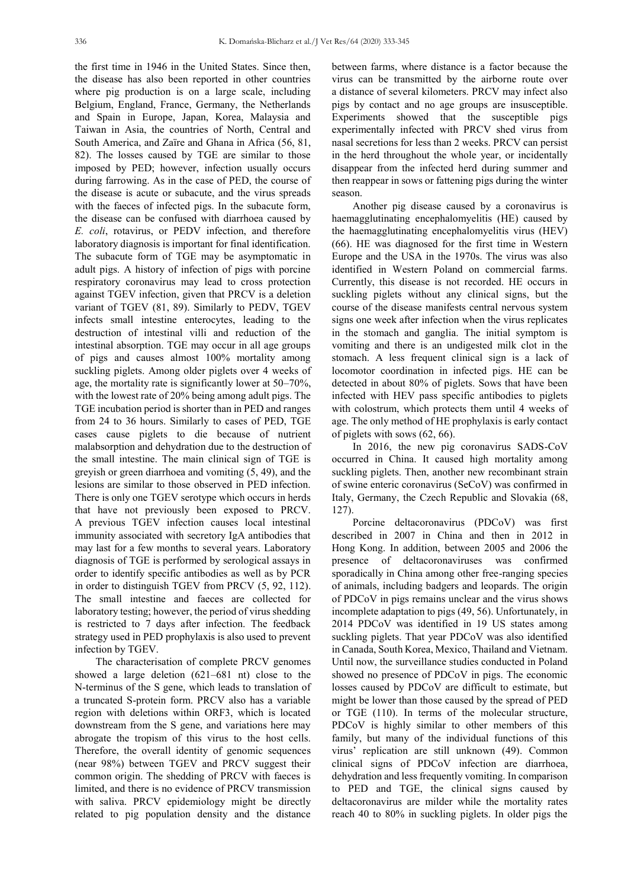the first time in 1946 in the United States. Since then, the disease has also been reported in other countries where pig production is on a large scale, including Belgium, England, France, Germany, the Netherlands and Spain in Europe, Japan, Korea, Malaysia and Taiwan in Asia, the countries of North, Central and South America, and Zaïre and Ghana in Africa (56, 81, 82). The losses caused by TGE are similar to those imposed by PED; however, infection usually occurs during farrowing. As in the case of PED, the course of the disease is acute or subacute, and the virus spreads with the faeces of infected pigs. In the subacute form, the disease can be confused with diarrhoea caused by *E. coli*, rotavirus, or PEDV infection, and therefore laboratory diagnosis is important for final identification. The subacute form of TGE may be asymptomatic in adult pigs. A history of infection of pigs with porcine respiratory coronavirus may lead to cross protection against TGEV infection, given that PRCV is a deletion variant of TGEV (81, 89). Similarly to PEDV, TGEV infects small intestine enterocytes, leading to the destruction of intestinal villi and reduction of the intestinal absorption. TGE may occur in all age groups of pigs and causes almost 100% mortality among suckling piglets. Among older piglets over 4 weeks of age, the mortality rate is significantly lower at 50–70%, with the lowest rate of 20% being among adult pigs. The TGE incubation period is shorter than in PED and ranges from 24 to 36 hours. Similarly to cases of PED, TGE cases cause piglets to die because of nutrient malabsorption and dehydration due to the destruction of the small intestine. The main clinical sign of TGE is greyish or green diarrhoea and vomiting (5, 49), and the lesions are similar to those observed in PED infection. There is only one TGEV serotype which occurs in herds that have not previously been exposed to PRCV. A previous TGEV infection causes local intestinal immunity associated with secretory IgA antibodies that may last for a few months to several years. Laboratory diagnosis of TGE is performed by serological assays in order to identify specific antibodies as well as by PCR in order to distinguish TGEV from PRCV (5, 92, 112). The small intestine and faeces are collected for laboratory testing; however, the period of virus shedding is restricted to 7 days after infection. The feedback strategy used in PED prophylaxis is also used to prevent infection by TGEV.

The characterisation of complete PRCV genomes showed a large deletion (621–681 nt) close to the N-terminus of the S gene, which leads to translation of a truncated S-protein form. PRCV also has a variable region with deletions within ORF3, which is located downstream from the S gene, and variations here may abrogate the tropism of this virus to the host cells. Therefore, the overall identity of genomic sequences (near 98%) between TGEV and PRCV suggest their common origin. The shedding of PRCV with faeces is limited, and there is no evidence of PRCV transmission with saliva. PRCV epidemiology might be directly related to pig population density and the distance between farms, where distance is a factor because the virus can be transmitted by the airborne route over a distance of several kilometers. PRCV may infect also pigs by contact and no age groups are insusceptible. Experiments showed that the susceptible pigs experimentally infected with PRCV shed virus from nasal secretions for less than 2 weeks. PRCV can persist in the herd throughout the whole year, or incidentally disappear from the infected herd during summer and then reappear in sows or fattening pigs during the winter season.

Another pig disease caused by a coronavirus is haemagglutinating encephalomyelitis (HE) caused by the haemagglutinating encephalomyelitis virus (HEV) (66). HE was diagnosed for the first time in Western Europe and the USA in the 1970s. The virus was also identified in Western Poland on commercial farms. Currently, this disease is not recorded. HE occurs in suckling piglets without any clinical signs, but the course of the disease manifests central nervous system signs one week after infection when the virus replicates in the stomach and ganglia. The initial symptom is vomiting and there is an undigested milk clot in the stomach. A less frequent clinical sign is a lack of locomotor coordination in infected pigs. HE can be detected in about 80% of piglets. Sows that have been infected with HEV pass specific antibodies to piglets with colostrum, which protects them until 4 weeks of age. The only method of HE prophylaxis is early contact of piglets with sows (62, 66).

In 2016, the new pig coronavirus SADS-CoV occurred in China. It caused high mortality among suckling piglets. Then, another new recombinant strain of swine enteric coronavirus (SeCoV) was confirmed in Italy, Germany, the Czech Republic and Slovakia (68, 127).

Porcine deltacoronavirus (PDCoV) was first described in 2007 in China and then in 2012 in Hong Kong. In addition, between 2005 and 2006 the presence of deltacoronaviruses was confirmed sporadically in China among other free-ranging species of animals, including badgers and leopards. The origin of PDCoV in pigs remains unclear and the virus shows incomplete adaptation to pigs (49, 56). Unfortunately, in 2014 PDCoV was identified in 19 US states among suckling piglets. That year PDCoV was also identified in Canada, South Korea, Mexico, Thailand and Vietnam. Until now, the surveillance studies conducted in Poland showed no presence of PDCoV in pigs. The economic losses caused by PDCoV are difficult to estimate, but might be lower than those caused by the spread of PED or TGE (110). In terms of the molecular structure, PDCoV is highly similar to other members of this family, but many of the individual functions of this virus' replication are still unknown (49). Common clinical signs of PDCoV infection are diarrhoea, dehydration and less frequently vomiting. In comparison to PED and TGE, the clinical signs caused by deltacoronavirus are milder while the mortality rates reach 40 to 80% in suckling piglets. In older pigs the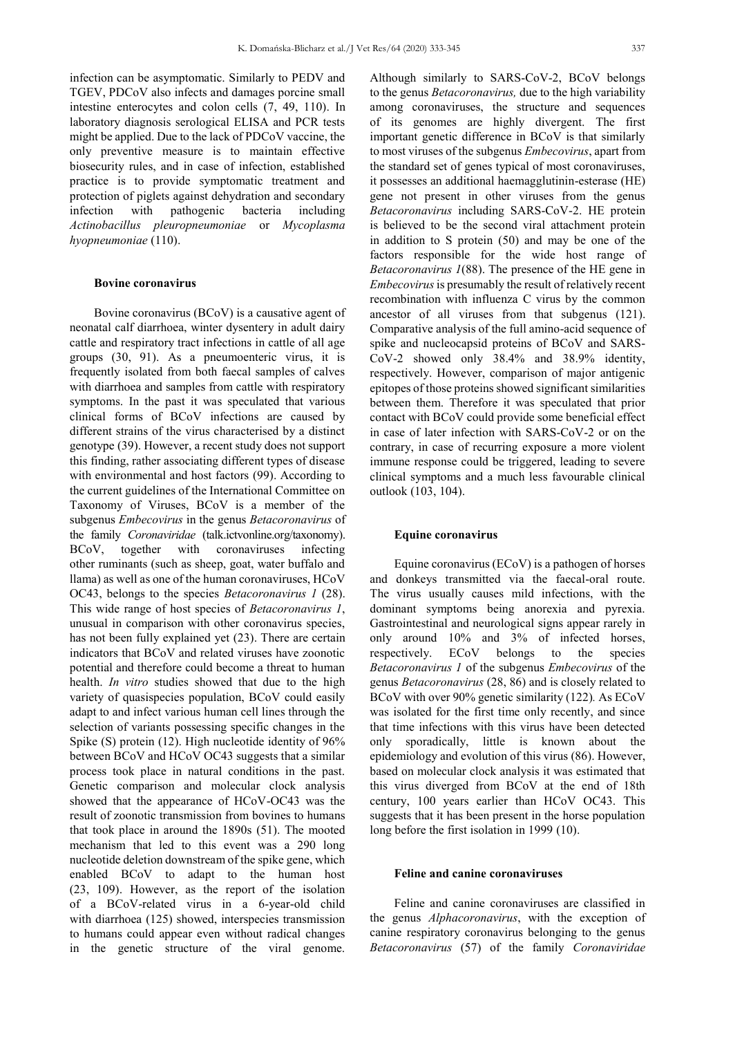infection can be asymptomatic. Similarly to PEDV and TGEV, PDCoV also infects and damages porcine small intestine enterocytes and colon cells (7, 49, 110). In laboratory diagnosis serological ELISA and PCR tests might be applied. Due to the lack of PDCoV vaccine, the only preventive measure is to maintain effective biosecurity rules, and in case of infection, established practice is to provide symptomatic treatment and protection of piglets against dehydration and secondary infection with pathogenic bacteria including *Actinobacillus pleuropneumoniae* or *Mycoplasma hyopneumoniae* (110).

### Bovine coronavirus

Bovine coronavirus (BCoV) is a causative agent of neonatal calf diarrhoea, winter dysentery in adult dairy cattle and respiratory tract infections in cattle of all age groups (30, 91). As a pneumoenteric virus, it is frequently isolated from both faecal samples of calves with diarrhoea and samples from cattle with respiratory symptoms. In the past it was speculated that various clinical forms of BCoV infections are caused by different strains of the virus characterised by a distinct genotype (39). However, a recent study does not support this finding, rather associating different types of disease with environmental and host factors (99). According to the current guidelines of the International Committee on Taxonomy of Viruses, BCoV is a member of the subgenus *Embecovirus* in the genus *Betacoronavirus* of the family *Coronaviridae* (talk.ictvonline.org/taxonomy). BCoV, together with coronaviruses infecting other ruminants (such as sheep, goat, water buffalo and llama) as well as one of the human coronaviruses, HCoV OC43, belongs to the species *Betacoronavirus 1* (28). This wide range of host species of *Betacoronavirus 1*, unusual in comparison with other coronavirus species, has not been fully explained yet (23). There are certain indicators that BCoV and related viruses have zoonotic potential and therefore could become a threat to human health. *In vitro* studies showed that due to the high variety of quasispecies population, BCoV could easily adapt to and infect various human cell lines through the selection of variants possessing specific changes in the Spike (S) protein (12). High nucleotide identity of 96% between BCoV and HCoV OC43 suggests that a similar process took place in natural conditions in the past. Genetic comparison and molecular clock analysis showed that the appearance of HCoV-OC43 was the result of zoonotic transmission from bovines to humans that took place in around the 1890s (51). The mooted mechanism that led to this event was a 290 long nucleotide deletion downstream of the spike gene, which enabled BCoV to adapt to the human host (23, 109). However, as the report of the isolation of a BCoV-related virus in a 6-year-old child with diarrhoea (125) showed, interspecies transmission to humans could appear even without radical changes in the genetic structure of the viral genome. Although similarly to SARS-CoV-2, BCoV belongs to the genus *Betacoronavirus,* due to the high variability among coronaviruses, the structure and sequences of its genomes are highly divergent. The first important genetic difference in BCoV is that similarly to most viruses of the subgenus *Embecovirus*, apart from the standard set of genes typical of most coronaviruses, it possesses an additional haemagglutinin-esterase (HE) gene not present in other viruses from the genus *Betacoronavirus* including SARS-CoV-2. HE protein is believed to be the second viral attachment protein in addition to S protein (50) and may be one of the factors responsible for the wide host range of *Betacoronavirus 1*(88). The presence of the HE gene in *Embecovirus* is presumably the result of relatively recent recombination with influenza C virus by the common ancestor of all viruses from that subgenus (121). Comparative analysis of the full amino-acid sequence of spike and nucleocapsid proteins of BCoV and SARS-CoV-2 showed only 38.4% and 38.9% identity, respectively. However, comparison of major antigenic epitopes of those proteins showed significant similarities between them. Therefore it was speculated that prior contact with BCoV could provide some beneficial effect in case of later infection with SARS-CoV-2 or on the contrary, in case of recurring exposure a more violent immune response could be triggered, leading to severe clinical symptoms and a much less favourable clinical outlook (103, 104).

### Equine coronavirus

Equine coronavirus (ECoV) is a pathogen of horses and donkeys transmitted via the faecal-oral route. The virus usually causes mild infections, with the dominant symptoms being anorexia and pyrexia. Gastrointestinal and neurological signs appear rarely in only around 10% and 3% of infected horses, respectively. ECoV belongs to the species *Betacoronavirus 1* of the subgenus *Embecovirus* of the genus *Betacoronavirus* (28, 86) and is closely related to BCoV with over 90% genetic similarity (122)*.* As ECoV was isolated for the first time only recently, and since that time infections with this virus have been detected only sporadically, little is known about the epidemiology and evolution of this virus (86). However, based on molecular clock analysis it was estimated that this virus diverged from BCoV at the end of 18th century, 100 years earlier than HCoV OC43. This suggests that it has been present in the horse population long before the first isolation in 1999 (10).

### Feline and canine coronaviruses

Feline and canine coronaviruses are classified in the genus *Alphacoronavirus*, with the exception of canine respiratory coronavirus belonging to the genus *Betacoronavirus* (57) of the family *Coronaviridae*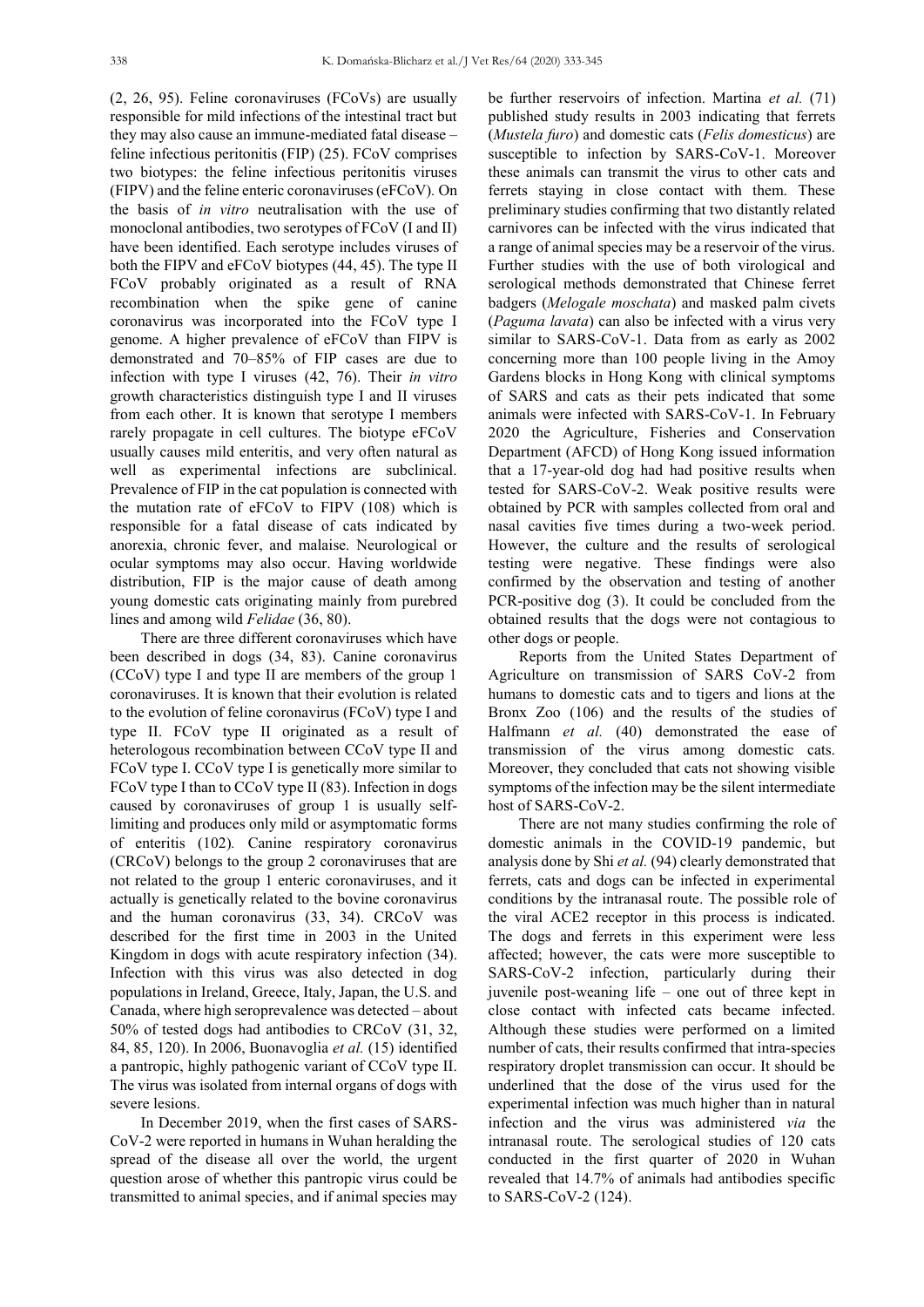(2, 26, 95). Feline coronaviruses (FCoVs) are usually responsible for mild infections of the intestinal tract but they may also cause an immune-mediated fatal disease – feline infectious peritonitis (FIP) (25). FCoV comprises two biotypes: the feline infectious peritonitis viruses (FIPV) and the feline enteric coronaviruses (eFCoV). On the basis of *in vitro* neutralisation with the use of monoclonal antibodies, two serotypes of FCoV (I and II) have been identified. Each serotype includes viruses of both the FIPV and eFCoV biotypes (44, 45). The type II FCoV probably originated as a result of RNA recombination when the spike gene of canine coronavirus was incorporated into the FCoV type I genome. A higher prevalence of eFCoV than FIPV is demonstrated and 70–85% of FIP cases are due to infection with type I viruses (42, 76). Their *in vitro* growth characteristics distinguish type I and II viruses from each other. It is known that serotype I members rarely propagate in cell cultures. The biotype eFCoV usually causes mild enteritis, and very often natural as well as experimental infections are subclinical. Prevalence of FIP in the cat population is connected with the mutation rate of eFCoV to FIPV (108) which is responsible for a fatal disease of cats indicated by anorexia, chronic fever, and malaise. Neurological or ocular symptoms may also occur. Having worldwide distribution, FIP is the major cause of death among young domestic cats originating mainly from purebred lines and among wild *Felidae* (36, 80).

There are three different coronaviruses which have been described in dogs (34, 83). Canine coronavirus (CCoV) type I and type II are members of the group 1 coronaviruses. It is known that their evolution is related to the evolution of feline coronavirus (FCoV) type I and type II. FCoV type II originated as a result of heterologous recombination between CCoV type II and FCoV type I. CCoV type I is genetically more similar to FCoV type I than to CCoV type II (83). Infection in dogs caused by coronaviruses of group 1 is usually self-limiting and produces only mild or asymptomatic forms of enteritis (102). Canine respiratory coronavirus (CRCoV) belongs to the group 2 coronaviruses that are not related to the group 1 enteric coronaviruses, and it actually is genetically related to the bovine coronavirus and the human coronavirus (33, 34). CRCoV was described for the first time in 2003 in the United Kingdom in dogs with acute respiratory infection (34). Infection with this virus was also detected in dog populations in Ireland, Greece, Italy, Japan, the U.S. and Canada, where high seroprevalence was detected – about 50% of tested dogs had antibodies to CRCoV (31, 32, 84, 85, 120). In 2006, Buonavoglia *et al.* (15) identified a pantropic, highly pathogenic variant of CCoV type II. The virus was isolated from internal organs of dogs with severe lesions.

In December 2019, when the first cases of SARS-CoV-2 were reported in humans in Wuhan heralding the spread of the disease all over the world, the urgent question arose of whether this pantropic virus could be transmitted to animal species, and if animal species may be further reservoirs of infection. Martina *et al.* (71) published study results in 2003 indicating that ferrets (*Mustela furo*) and domestic cats (*Felis domesticus*) are susceptible to infection by SARS-CoV-1. Moreover these animals can transmit the virus to other cats and ferrets staying in close contact with them. These preliminary studies confirming that two distantly related carnivores can be infected with the virus indicated that a range of animal species may be a reservoir of the virus. Further studies with the use of both virological and serological methods demonstrated that Chinese ferret badgers (*Melogale moschata*) and masked palm civets (*Paguma lavata*) can also be infected with a virus very similar to SARS-CoV-1. Data from as early as 2002 concerning more than 100 people living in the Amoy Gardens blocks in Hong Kong with clinical symptoms of SARS and cats as their pets indicated that some animals were infected with SARS-CoV-1. In February 2020 the Agriculture, Fisheries and Conservation Department (AFCD) of Hong Kong issued information that a 17-year-old dog had had positive results when tested for SARS-CoV-2. Weak positive results were obtained by PCR with samples collected from oral and nasal cavities five times during a two-week period. However, the culture and the results of serological testing were negative. These findings were also confirmed by the observation and testing of another PCR-positive dog (3). It could be concluded from the obtained results that the dogs were not contagious to other dogs or people.

Reports from the United States Department of Agriculture on transmission of SARS CoV-2 from humans to domestic cats and to tigers and lions at the Bronx Zoo (106) and the results of the studies of Halfmann *et al.* (40) demonstrated the ease of transmission of the virus among domestic cats. Moreover, they concluded that cats not showing visible symptoms of the infection may be the silent intermediate host of SARS-CoV-2.

There are not many studies confirming the role of domestic animals in the COVID-19 pandemic, but analysis done by Shi *et al.* (94) clearly demonstrated that ferrets, cats and dogs can be infected in experimental conditions by the intranasal route. The possible role of the viral ACE2 receptor in this process is indicated. The dogs and ferrets in this experiment were less affected; however, the cats were more susceptible to SARS-CoV-2 infection, particularly during their juvenile post-weaning life – one out of three kept in close contact with infected cats became infected. Although these studies were performed on a limited number of cats, their results confirmed that intra-species respiratory droplet transmission can occur. It should be underlined that the dose of the virus used for the experimental infection was much higher than in natural infection and the virus was administered *via* the intranasal route. The serological studies of 120 cats conducted in the first quarter of 2020 in Wuhan revealed that 14.7% of animals had antibodies specific to SARS-CoV-2 (124).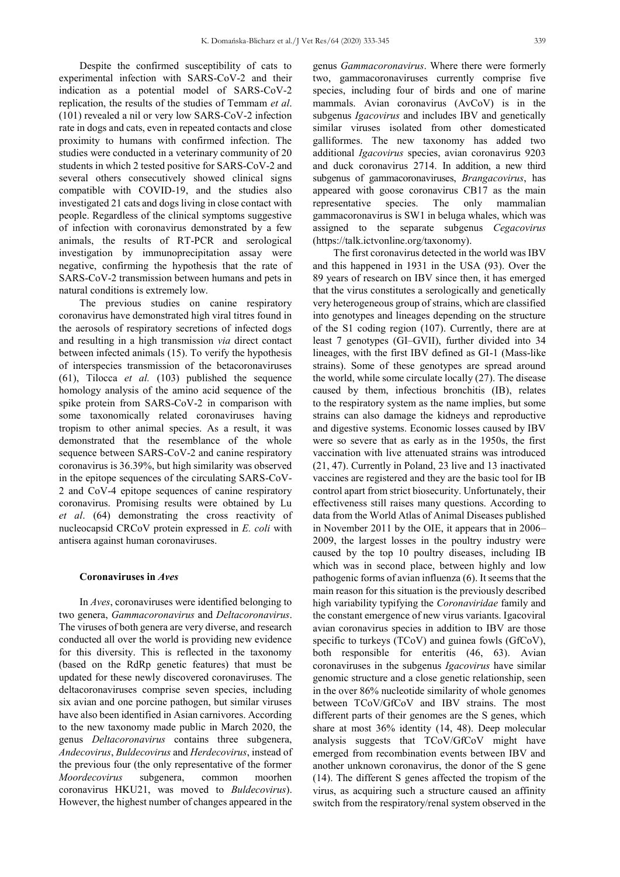Despite the confirmed susceptibility of cats to experimental infection with SARS-CoV-2 and their indication as a potential model of SARS-CoV-2 replication, the results of the studies of Temmam *et al.* (101) revealed a nil or very low SARS-CoV-2 infection rate in dogs and cats, even in repeated contacts and close proximity to humans with confirmed infection. The studies were conducted in a veterinary community of 20 students in which 2 tested positive for SARS-CoV-2 and several others consecutively showed clinical signs compatible with COVID-19, and the studies also investigated 21 cats and dogs living in close contact with people. Regardless of the clinical symptoms suggestive of infection with coronavirus demonstrated by a few animals, the results of RT-PCR and serological investigation by immunoprecipitation assay were negative, confirming the hypothesis that the rate of SARS-CoV-2 transmission between humans and pets in natural conditions is extremely low.

The previous studies on canine respiratory coronavirus have demonstrated high viral titres found in the aerosols of respiratory secretions of infected dogs and resulting in a high transmission *via* direct contact between infected animals (15). To verify the hypothesis of interspecies transmission of the betacoronaviruses (61), Tilocca *et al.* (103) published the sequence homology analysis of the amino acid sequence of the spike protein from SARS-CoV-2 in comparison with some taxonomically related coronaviruses having tropism to other animal species. As a result, it was demonstrated that the resemblance of the whole sequence between SARS-CoV-2 and canine respiratory coronavirus is 36.39%, but high similarity was observed in the epitope sequences of the circulating SARS-CoV-2 and CoV-4 epitope sequences of canine respiratory coronavirus. Promising results were obtained by Lu *et al*. (64) demonstrating the cross reactivity of nucleocapsid CRCoV protein expressed in *E. coli* with antisera against human coronaviruses.

### Coronaviruses in *Aves*

In *Aves*, coronaviruses were identified belonging to two genera, *Gammacoronavirus* and *Deltacoronavirus*. The viruses of both genera are very diverse, and research conducted all over the world is providing new evidence for this diversity. This is reflected in the taxonomy (based on the RdRp genetic features) that must be updated for these newly discovered coronaviruses. The deltacoronaviruses comprise seven species, including six avian and one porcine pathogen, but similar viruses have also been identified in Asian carnivores. According to the new taxonomy made public in March 2020, the genus *Deltacoronavirus* contains three subgenera, *Andecovirus*, *Buldecovirus* and *Herdecovirus*, instead of the previous four (the only representative of the former *Moordecovirus* subgenera, common moorhen coronavirus HKU21, was moved to *Buldecovirus*). However, the highest number of changes appeared in the genus *Gammacoronavirus*. Where there were formerly two, gammacoronaviruses currently comprise five species, including four of birds and one of marine mammals. Avian coronavirus (AvCoV) is in the subgenus *Igacovirus* and includes IBV and genetically similar viruses isolated from other domesticated galliformes. The new taxonomy has added two additional *Igacovirus* species, avian coronavirus 9203 and duck coronavirus 2714. In addition, a new third subgenus of gammacoronaviruses, *Brangacovirus*, has appeared with goose coronavirus CB17 as the main representative species. The only mammalian gammacoronavirus is SW1 in beluga whales, which was assigned to the separate subgenus *Cegacovirus* (https://talk.ictvonline.org/taxonomy).

The first coronavirus detected in the world was IBV and this happened in 1931 in the USA (93). Over the 89 years of research on IBV since then, it has emerged that the virus constitutes a serologically and genetically very heterogeneous group of strains, which are classified into genotypes and lineages depending on the structure of the S1 coding region (107). Currently, there are at least 7 genotypes (GI–GVII), further divided into 34 lineages, with the first IBV defined as GI-1 (Mass-like strains). Some of these genotypes are spread around the world, while some circulate locally (27). The disease caused by them, infectious bronchitis (IB), relates to the respiratory system as the name implies, but some strains can also damage the kidneys and reproductive and digestive systems. Economic losses caused by IBV were so severe that as early as in the 1950s, the first vaccination with live attenuated strains was introduced (21, 47). Currently in Poland, 23 live and 13 inactivated vaccines are registered and they are the basic tool for IB control apart from strict biosecurity. Unfortunately, their effectiveness still raises many questions. According to data from the World Atlas of Animal Diseases published in November 2011 by the OIE, it appears that in 2006–2009, the largest losses in the poultry industry were caused by the top 10 poultry diseases, including IB which was in second place, between highly and low pathogenic forms of avian influenza (6). It seems that the main reason for this situation is the previously described high variability typifying the *Coronaviridae* family and the constant emergence of new virus variants. Igacoviral avian coronavirus species in addition to IBV are those specific to turkeys (TCoV) and guinea fowls (GfCoV), both responsible for enteritis (46, 63). Avian coronaviruses in the subgenus *Igacovirus* have similar genomic structure and a close genetic relationship, seen in the over 86% nucleotide similarity of whole genomes between TCoV/GfCoV and IBV strains. The most different parts of their genomes are the S genes, which share at most 36% identity (14, 48). Deep molecular analysis suggests that TCoV/GfCoV might have emerged from recombination events between IBV and another unknown coronavirus, the donor of the S gene (14). The different S genes affected the tropism of the virus, as acquiring such a structure caused an affinity switch from the respiratory/renal system observed in the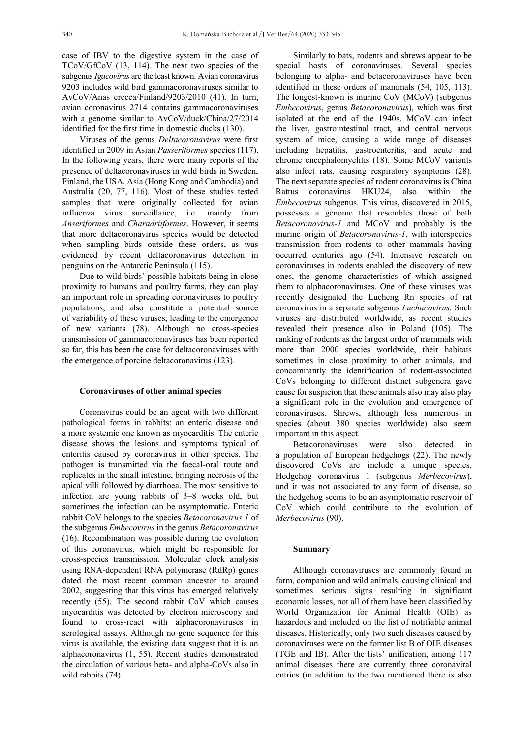case of IBV to the digestive system in the case of TCoV/GfCoV (13, 114). The next two species of the subgenus *Igacovirus* are the least known. Avian coronavirus 9203 includes wild bird gammacoronaviruses similar to AvCoV/Anas crecca/Finland/9203/2010 (41). In turn, avian coronavirus 2714 contains gammacoronaviruses with a genome similar to AvCoV/duck/China/27/2014 identified for the first time in domestic ducks (130).

Viruses of the genus *Deltacoronavirus* were first identified in 2009 in Asian *Passeriformes* species (117). In the following years, there were many reports of the presence of deltacoronaviruses in wild birds in Sweden, Finland, the USA, Asia (Hong Kong and Cambodia) and Australia (20, 77, 116). Most of these studies tested samples that were originally collected for avian influenza virus surveillance, i.e. mainly from *Anseriformes* and *Charadriiformes*. However, it seems that more deltacoronavirus species would be detected when sampling birds outside these orders, as was evidenced by recent deltacoronavirus detection in penguins on the Antarctic Peninsula (115).

Due to wild birds' possible habitats being in close proximity to humans and poultry farms, they can play an important role in spreading coronaviruses to poultry populations, and also constitute a potential source of variability of these viruses, leading to the emergence of new variants (78). Although no cross-species transmission of gammacoronaviruses has been reported so far, this has been the case for deltacoronaviruses with the emergence of porcine deltacoronavirus (123).

#### Coronaviruses of other animal species

Coronavirus could be an agent with two different pathological forms in rabbits: an enteric disease and a more systemic one known as myocarditis. The enteric disease shows the lesions and symptoms typical of enteritis caused by coronavirus in other species. The pathogen is transmitted via the faecal-oral route and replicates in the small intestine, bringing necrosis of the apical villi followed by diarrhoea. The most sensitive to infection are young rabbits of 3–8 weeks old, but sometimes the infection can be asymptomatic. Enteric rabbit CoV belongs to the species *Betacoronavirus 1* of the subgenus *Embecovirus* in the genus *Betacoronavirus* (16). Recombination was possible during the evolution of this coronavirus, which might be responsible for cross-species transmission. Molecular clock analysis using RNA-dependent RNA polymerase (RdRp) genes dated the most recent common ancestor to around 2002, suggesting that this virus has emerged relatively recently (55). The second rabbit CoV which causes myocarditis was detected by electron microscopy and found to cross-react with alphacoronaviruses in serological assays. Although no gene sequence for this virus is available, the existing data suggest that it is an alphacoronavirus (1, 55). Recent studies demonstrated the circulation of various beta- and alpha-CoVs also in wild rabbits (74).

Similarly to bats, rodents and shrews appear to be special hosts of coronaviruses. Several species belonging to alpha- and betacoronaviruses have been identified in these orders of mammals (54, 105, 113). The longest-known is murine CoV (MCoV) (subgenus *Embecovirus*, genus *Betacoronavirus*), which was first isolated at the end of the 1940s. MCoV can infect the liver, gastrointestinal tract, and central nervous system of mice, causing a wide range of diseases including hepatitis, gastroenteritis, and acute and chronic encephalomyelitis (18). Some MCoV variants also infect rats, causing respiratory symptoms (28). The next separate species of rodent coronavirus is China Rattus coronavirus HKU24, also within the *Embecovirus* subgenus. This virus, discovered in 2015, possesses a genome that resembles those of both *Betacoronavirus-1* and MCoV and probably is the murine origin of *Betacoronavirus-1*, with interspecies transmission from rodents to other mammals having occurred centuries ago (54). Intensive research on coronaviruses in rodents enabled the discovery of new ones, the genome characteristics of which assigned them to alphacoronaviruses. One of these viruses was recently designated the Lucheng Rn species of rat coronavirus in a separate subgenus *Luchacovirus.* Such viruses are distributed worldwide, as recent studies revealed their presence also in Poland (105). The ranking of rodents as the largest order of mammals with more than 2000 species worldwide, their habitats sometimes in close proximity to other animals, and concomitantly the identification of rodent-associated CoVs belonging to different distinct subgenera gave cause for suspicion that these animals also may also play a significant role in the evolution and emergence of coronaviruses. Shrews, although less numerous in species (about 380 species worldwide) also seem important in this aspect.

Betacoronaviruses were also detected in a population of European hedgehogs (22). The newly discovered CoVs are include a unique species, Hedgehog coronavirus 1 (subgenus *Merbecovirus*), and it was not associated to any form of disease, so the hedgehog seems to be an asymptomatic reservoir of CoV which could contribute to the evolution of *Merbecovirus* (90).

#### Summary

Although coronaviruses are commonly found in farm, companion and wild animals, causing clinical and sometimes serious signs resulting in significant economic losses, not all of them have been classified by World Organization for Animal Health (OIE) as hazardous and included on the list of notifiable animal diseases. Historically, only two such diseases caused by coronaviruses were on the former list B of OIE diseases (TGE and IB). After the lists' unification, among 117 animal diseases there are currently three coronaviral entries (in addition to the two mentioned there is also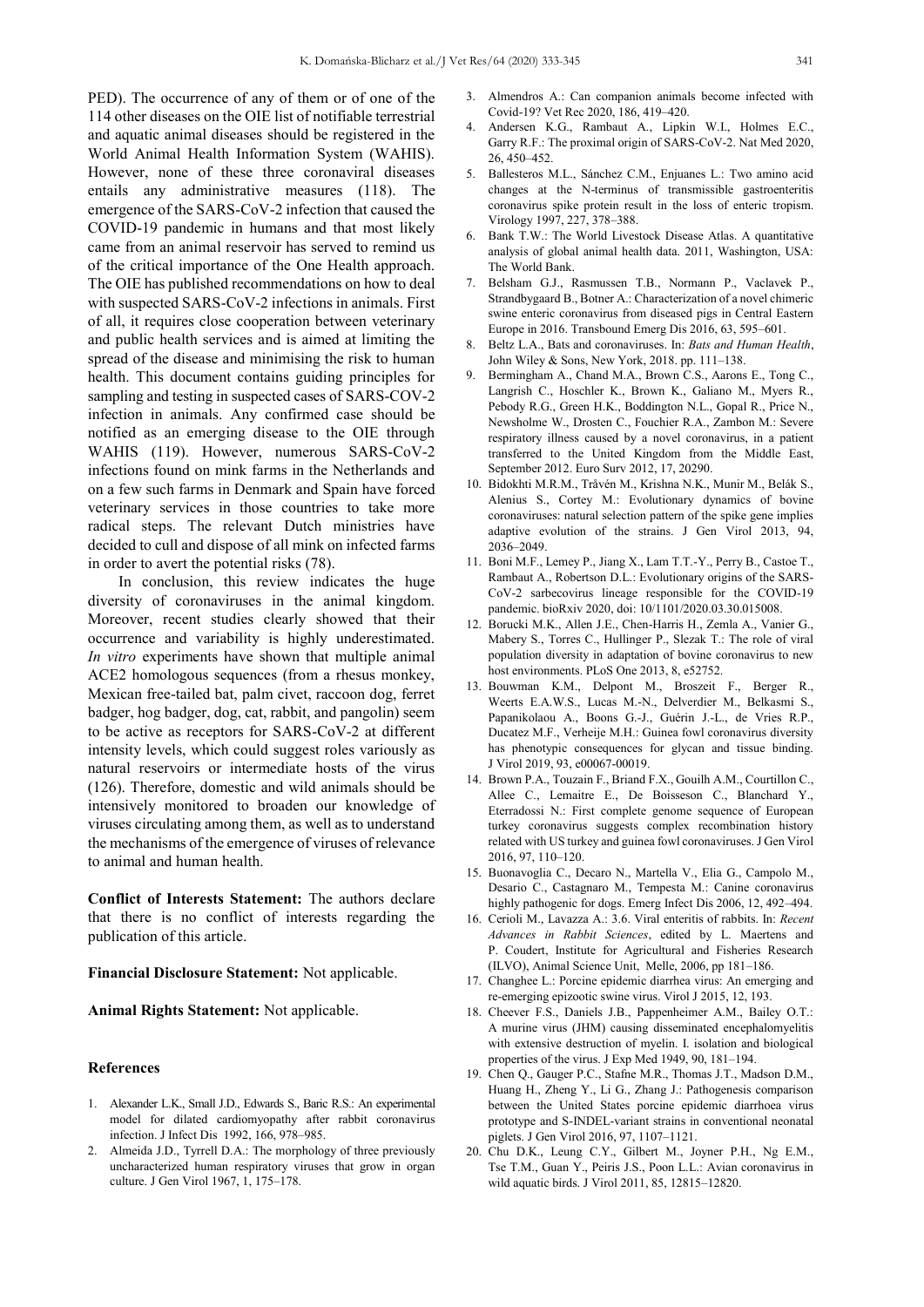PED). The occurrence of any of them or of one of the 114 other diseases on the OIE list of notifiable terrestrial and aquatic animal diseases should be registered in the World Animal Health Information System (WAHIS). However, none of these three coronaviral diseases entails any administrative measures (118). The emergence of the SARS-CoV-2 infection that caused the COVID-19 pandemic in humans and that most likely came from an animal reservoir has served to remind us of the critical importance of the One Health approach. The OIE has published recommendations on how to deal with suspected SARS-CoV-2 infections in animals. First of all, it requires close cooperation between veterinary and public health services and is aimed at limiting the spread of the disease and minimising the risk to human health. This document contains guiding principles for sampling and testing in suspected cases of SARS-COV-2 infection in animals. Any confirmed case should be notified as an emerging disease to the OIE through WAHIS (119). However, numerous SARS-CoV-2 infections found on mink farms in the Netherlands and on a few such farms in Denmark and Spain have forced veterinary services in those countries to take more radical steps. The relevant Dutch ministries have decided to cull and dispose of all mink on infected farms in order to avert the potential risks (78).

In conclusion, this review indicates the huge diversity of coronaviruses in the animal kingdom. Moreover, recent studies clearly showed that their occurrence and variability is highly underestimated. *In vitro* experiments have shown that multiple animal ACE2 homologous sequences (from a rhesus monkey, Mexican free-tailed bat, palm civet, raccoon dog, ferret badger, hog badger, dog, cat, rabbit, and pangolin) seem to be active as receptors for SARS-CoV-2 at different intensity levels, which could suggest roles variously as natural reservoirs or intermediate hosts of the virus (126). Therefore, domestic and wild animals should be intensively monitored to broaden our knowledge of viruses circulating among them, as well as to understand the mechanisms of the emergence of viruses of relevance to animal and human health.

**Conflict of Interests Statement:** The authors declare that there is no conflict of interests regarding the publication of this article.

**Financial Disclosure Statement:** Not applicable.

**Animal Rights Statement:** Not applicable.

## References

1. Alexander L.K., Small J.D., Edwards S., Baric R.S.: An experimental model for dilated cardiomyopathy after rabbit coronavirus infection. J Infect Dis 1992, 166, 978–985.
2. Almeida J.D., Tyrrell D.A.: The morphology of three previously uncharacterized human respiratory viruses that grow in organ culture. J Gen Virol 1967, 1, 175–178.
3. Almendros A.: Can companion animals become infected with Covid-19? Vet Rec 2020, 186, 419–420.
4. Andersen K.G., Rambaut A., Lipkin W.I., Holmes E.C., Garry R.F.: The proximal origin of SARS-CoV-2. Nat Med 2020, 26, 450–452.
5. Ballesteros M.L., Sánchez C.M., Enjuanes L.: Two amino acid changes at the N-terminus of transmissible gastroenteritis coronavirus spike protein result in the loss of enteric tropism. Virology 1997, 227, 378–388.
6. Bank T.W.: The World Livestock Disease Atlas. A quantitative analysis of global animal health data. 2011, Washington, USA: The World Bank.
7. Belsham G.J., Rasmussen T.B., Normann P., Vaclavek P., Strandbygaard B., Botner A.: Characterization of a novel chimeric swine enteric coronavirus from diseased pigs in Central Eastern Europe in 2016. Transbound Emerg Dis 2016, 63, 595–601.
8. Beltz L.A., Bats and coronaviruses. In: *Bats and Human Health*, John Wiley & Sons, New York, 2018. pp. 111–138.
9. Bermingham A., Chand M.A., Brown C.S., Aarons E., Tong C., Langrish C., Hoschler K., Brown K., Galiano M., Myers R., Pebody R.G., Green H.K., Boddington N.L., Gopal R., Price N., Newsholme W., Drosten C., Fouchier R.A., Zambon M.: Severe respiratory illness caused by a novel coronavirus, in a patient transferred to the United Kingdom from the Middle East, September 2012. Euro Surv 2012, 17, 20290.
10. Bidokhti M.R.M., Tråvén M., Krishna N.K., Munir M., Belák S., Alenius S., Cortey M.: Evolutionary dynamics of bovine coronaviruses: natural selection pattern of the spike gene implies adaptive evolution of the strains. J Gen Virol 2013, 94, 2036–2049.
11. Boni M.F., Lemey P., Jiang X., Lam T.T.-Y., Perry B., Castoe T., Rambaut A., Robertson D.L.: Evolutionary origins of the SARS-CoV-2 sarbecovirus lineage responsible for the COVID-19 pandemic. bioRxiv 2020, doi: 10/1101/2020.03.30.015008.
12. Borucki M.K., Allen J.E., Chen-Harris H., Zemla A., Vanier G., Mabery S., Torres C., Hullinger P., Slezak T.: The role of viral population diversity in adaptation of bovine coronavirus to new host environments. PLoS One 2013, 8, e52752.
13. Bouwman K.M., Delpont M., Broszeit F., Berger R., Weerts E.A.W.S., Lucas M.-N., Delverdier M., Belkasmi S., Papanikolaou A., Boons G.-J., Guérin J.-L., de Vries R.P., Ducatez M.F., Verheije M.H.: Guinea fowl coronavirus diversity has phenotypic consequences for glycan and tissue binding. J Virol 2019, 93, e00067-00019.
14. Brown P.A., Touzain F., Briand F.X., Gouilh A.M., Courtillon C., Allee C., Lemaitre E., De Boisseson C., Blanchard Y., Eterradossi N.: First complete genome sequence of European turkey coronavirus suggests complex recombination history related with US turkey and guinea fowl coronaviruses. J Gen Virol 2016, 97, 110–120.
15. Buonavoglia C., Decaro N., Martella V., Elia G., Campolo M., Desario C., Castagnaro M., Tempesta M.: Canine coronavirus highly pathogenic for dogs. Emerg Infect Dis 2006, 12, 492–494.
16. Cerioli M., Lavazza A.: 3.6. Viral enteritis of rabbits. In: *Recent Advances in Rabbit Sciences*, edited by L. Maertens and P. Coudert, Institute for Agricultural and Fisheries Research (ILVO), Animal Science Unit, Melle, 2006, pp 181–186.
17. Changhee L.: Porcine epidemic diarrhea virus: An emerging and re-emerging epizootic swine virus. Virol J 2015, 12, 193.
18. Cheever F.S., Daniels J.B., Pappenheimer A.M., Bailey O.T.: A murine virus (JHM) causing disseminated encephalomyelitis with extensive destruction of myelin. I. isolation and biological properties of the virus. J Exp Med 1949, 90, 181–194.
19. Chen Q., Gauger P.C., Stafne M.R., Thomas J.T., Madson D.M., Huang H., Zheng Y., Li G., Zhang J.: Pathogenesis comparison between the United States porcine epidemic diarrhoea virus prototype and S-INDEL-variant strains in conventional neonatal piglets. J Gen Virol 2016, 97, 1107–1121.
20. Chu D.K., Leung C.Y., Gilbert M., Joyner P.H., Ng E.M., Tse T.M., Guan Y., Peiris J.S., Poon L.L.: Avian coronavirus in wild aquatic birds. J Virol 2011, 85, 12815–12820.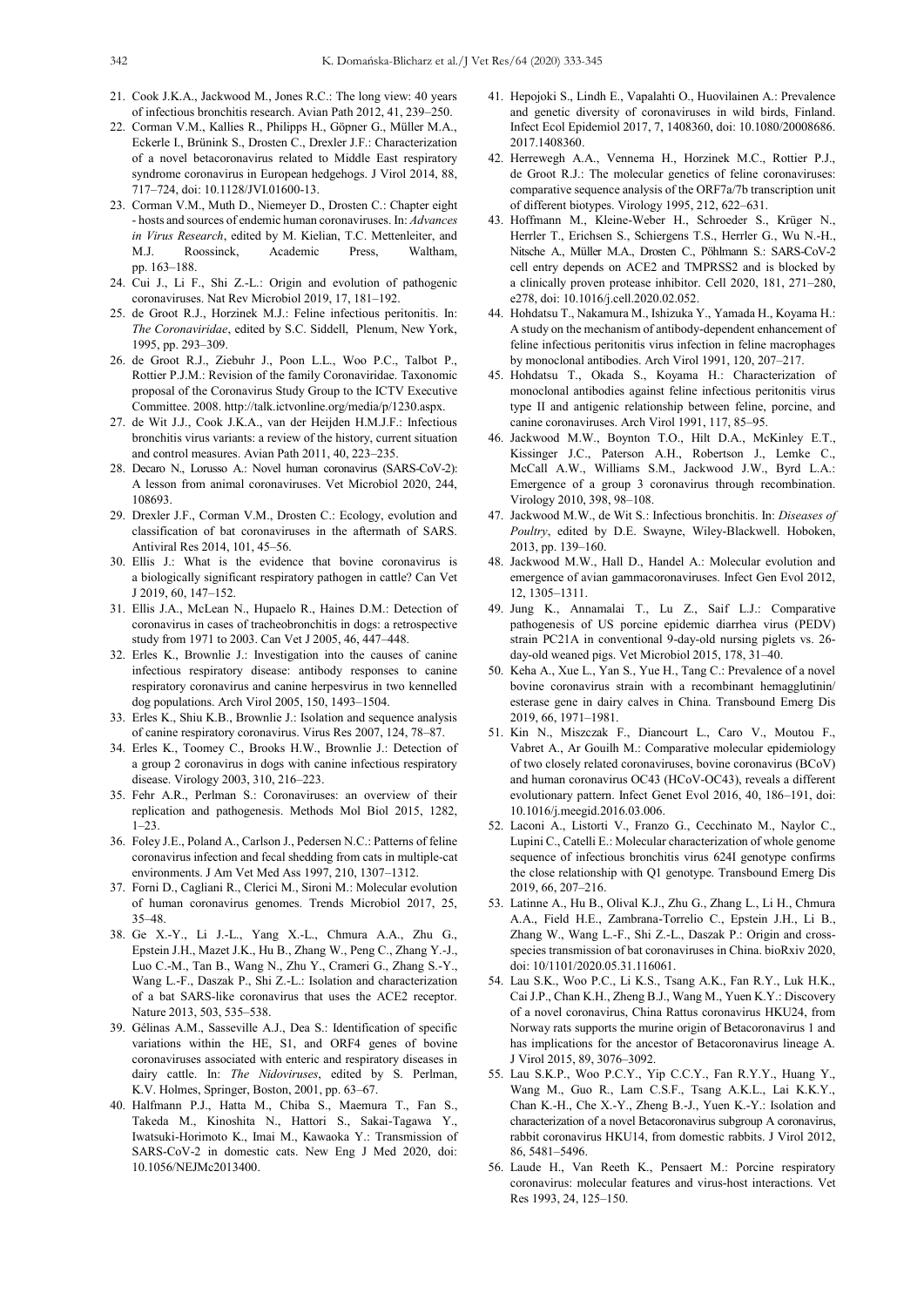21. Cook J.K.A., Jackwood M., Jones R.C.: The long view: 40 years of infectious bronchitis research. Avian Path 2012, 41, 239–250.
22. Corman V.M., Kallies R., Philipps H., Göpner G., Müller M.A., Eckerle I., Brünink S., Drosten C., Drexler J.F.: Characterization of a novel betacoronavirus related to Middle East respiratory syndrome coronavirus in European hedgehogs. J Virol 2014, 88, 717–724, doi: 10.1128/JVI.01600-13.
23. Corman V.M., Muth D., Niemeyer D., Drosten C.: Chapter eight - hosts and sources of endemic human coronaviruses. In: *Advances in Virus Research*, edited by M. Kielian, T.C. Mettenleiter, and M.J. Roossinck, Academic Press, Waltham, pp. 163–188.
24. Cui J., Li F., Shi Z.-L.: Origin and evolution of pathogenic coronaviruses. Nat Rev Microbiol 2019, 17, 181–192.
25. de Groot R.J., Horzinek M.J.: Feline infectious peritonitis. In: *The Coronaviridae*, edited by S.C. Siddell, Plenum, New York, 1995, pp. 293–309.
26. de Groot R.J., Ziebuhr J., Poon L.L., Woo P.C., Talbot P., Rottier P.J.M.: Revision of the family Coronaviridae. Taxonomic proposal of the Coronavirus Study Group to the ICTV Executive Committee. 2008. http://talk.ictvonline.org/media/p/1230.aspx.
27. de Wit J.J., Cook J.K.A., van der Heijden H.M.J.F.: Infectious bronchitis virus variants: a review of the history, current situation and control measures. Avian Path 2011, 40, 223–235.
28. Decaro N., Lorusso A.: Novel human coronavirus (SARS-CoV-2): A lesson from animal coronaviruses. Vet Microbiol 2020, 244, 108693.
29. Drexler J.F., Corman V.M., Drosten C.: Ecology, evolution and classification of bat coronaviruses in the aftermath of SARS. Antiviral Res 2014, 101, 45–56.
30. Ellis J.: What is the evidence that bovine coronavirus is a biologically significant respiratory pathogen in cattle? Can Vet J 2019, 60, 147–152.
31. Ellis J.A., McLean N., Hupaelo R., Haines D.M.: Detection of coronavirus in cases of tracheobronchitis in dogs: a retrospective study from 1971 to 2003. Can Vet J 2005, 46, 447–448.
32. Erles K., Brownlie J.: Investigation into the causes of canine infectious respiratory disease: antibody responses to canine respiratory coronavirus and canine herpesvirus in two kennelled dog populations. Arch Virol 2005, 150, 1493–1504.
33. Erles K., Shiu K.B., Brownlie J.: Isolation and sequence analysis of canine respiratory coronavirus. Virus Res 2007, 124, 78–87.
34. Erles K., Toomey C., Brooks H.W., Brownlie J.: Detection of a group 2 coronavirus in dogs with canine infectious respiratory disease. Virology 2003, 310, 216–223.
35. Fehr A.R., Perlman S.: Coronaviruses: an overview of their replication and pathogenesis. Methods Mol Biol 2015, 1282, 1–23.
36. Foley J.E., Poland A., Carlson J., Pedersen N.C.: Patterns of feline coronavirus infection and fecal shedding from cats in multiple-cat environments. J Am Vet Med Ass 1997, 210, 1307–1312.
37. Forni D., Cagliani R., Clerici M., Sironi M.: Molecular evolution of human coronavirus genomes. Trends Microbiol 2017, 25, 35–48.
38. Ge X.-Y., Li J.-L., Yang X.-L., Chmura A.A., Zhu G., Epstein J.H., Mazet J.K., Hu B., Zhang W., Peng C., Zhang Y.-J., Luo C.-M., Tan B., Wang N., Zhu Y., Crameri G., Zhang S.-Y., Wang L.-F., Daszak P., Shi Z.-L.: Isolation and characterization of a bat SARS-like coronavirus that uses the ACE2 receptor. Nature 2013, 503, 535–538.
39. Gélinas A.M., Sasseville A.J., Dea S.: Identification of specific variations within the HE, S1, and ORF4 genes of bovine coronaviruses associated with enteric and respiratory diseases in dairy cattle. In: *The Nidoviruses*, edited by S. Perlman, K.V. Holmes, Springer, Boston, 2001, pp. 63–67.
40. Halfmann P.J., Hatta M., Chiba S., Maemura T., Fan S., Takeda M., Kinoshita N., Hattori S., Sakai-Tagawa Y., Iwatsuki-Horimoto K., Imai M., Kawaoka Y.: Transmission of SARS-CoV-2 in domestic cats. New Eng J Med 2020, doi: 10.1056/NEJMc2013400.
41. Hepojoki S., Lindh E., Vapalahti O., Huovilainen A.: Prevalence and genetic diversity of coronaviruses in wild birds, Finland. Infect Ecol Epidemiol 2017, 7, 1408360, doi: 10.1080/20008686.2017.1408360.
42. Herrewegh A.A., Vennema H., Horzinek M.C., Rottier P.J., de Groot R.J.: The molecular genetics of feline coronaviruses: comparative sequence analysis of the ORF7a/7b transcription unit of different biotypes. Virology 1995, 212, 622–631.
43. Hoffmann M., Kleine-Weber H., Schroeder S., Krüger N., Herrler T., Erichsen S., Schiergens T.S., Herrler G., Wu N.-H., Nitsche A., Müller M.A., Drosten C., Pöhlmann S.: SARS-CoV-2 cell entry depends on ACE2 and TMPRSS2 and is blocked by a clinically proven protease inhibitor. Cell 2020, 181, 271–280, e278, doi: 10.1016/j.cell.2020.02.052.
44. Hohdatsu T., Nakamura M., Ishizuka Y., Yamada H., Koyama H.: A study on the mechanism of antibody-dependent enhancement of feline infectious peritonitis virus infection in feline macrophages by monoclonal antibodies. Arch Virol 1991, 120, 207–217.
45. Hohdatsu T., Okada S., Koyama H.: Characterization of monoclonal antibodies against feline infectious peritonitis virus type II and antigenic relationship between feline, porcine, and canine coronaviruses. Arch Virol 1991, 117, 85–95.
46. Jackwood M.W., Boynton T.O., Hilt D.A., McKinley E.T., Kissinger J.C., Paterson A.H., Robertson J., Lemke C., McCall A.W., Williams S.M., Jackwood J.W., Byrd L.A.: Emergence of a group 3 coronavirus through recombination. Virology 2010, 398, 98–108.
47. Jackwood M.W., de Wit S.: Infectious bronchitis. In: *Diseases of Poultry*, edited by D.E. Swayne, Wiley-Blackwell. Hoboken, 2013, pp. 139–160.
48. Jackwood M.W., Hall D., Handel A.: Molecular evolution and emergence of avian gammacoronaviruses. Infect Gen Evol 2012, 12, 1305–1311.
49. Jung K., Annamalai T., Lu Z., Saif L.J.: Comparative pathogenesis of US porcine epidemic diarrhea virus (PEDV) strain PC21A in conventional 9-day-old nursing piglets vs. 26-day-old weaned pigs. Vet Microbiol 2015, 178, 31–40.
50. Keha A., Xue L., Yan S., Yue H., Tang C.: Prevalence of a novel bovine coronavirus strain with a recombinant hemagglutinin/esterase gene in dairy calves in China. Transbound Emerg Dis 2019, 66, 1971–1981.
51. Kin N., Miszczak F., Diancourt L., Caro V., Moutou F., Vabret A., Ar Gouilh M.: Comparative molecular epidemiology of two closely related coronaviruses, bovine coronavirus (BCoV) and human coronavirus OC43 (HCoV-OC43), reveals a different evolutionary pattern. Infect Genet Evol 2016, 40, 186–191, doi: 10.1016/j.meegid.2016.03.006.
52. Laconi A., Listorti V., Franzo G., Cecchinato M., Naylor C., Lupini C., Catelli E.: Molecular characterization of whole genome sequence of infectious bronchitis virus 624I genotype confirms the close relationship with Q1 genotype. Transbound Emerg Dis 2019, 66, 207–216.
53. Latinne A., Hu B., Olival K.J., Zhu G., Zhang L., Li H., Chmura A.A., Field H.E., Zambrana-Torrelio C., Epstein J.H., Li B., Zhang W., Wang L.-F., Shi Z.-L., Daszak P.: Origin and cross-species transmission of bat coronaviruses in China. bioRxiv 2020, doi: 10/1101/2020.05.31.116061.
54. Lau S.K., Woo P.C., Li K.S., Tsang A.K., Fan R.Y., Luk H.K., Cai J.P., Chan K.H., Zheng B.J., Wang M., Yuen K.Y.: Discovery of a novel coronavirus, China Rattus coronavirus HKU24, from Norway rats supports the murine origin of Betacoronavirus 1 and has implications for the ancestor of Betacoronavirus lineage A. J Virol 2015, 89, 3076–3092.
55. Lau S.K.P., Woo P.C.Y., Yip C.C.Y., Fan R.Y.Y., Huang Y., Wang M., Guo R., Lam C.S.F., Tsang A.K.L., Lai K.K.Y., Chan K.-H., Che X.-Y., Zheng B.-J., Yuen K.-Y.: Isolation and characterization of a novel Betacoronavirus subgroup A coronavirus, rabbit coronavirus HKU14, from domestic rabbits. J Virol 2012, 86, 5481–5496.
56. Laude H., Van Reeth K., Pensaert M.: Porcine respiratory coronavirus: molecular features and virus-host interactions. Vet Res 1993, 24, 125–150.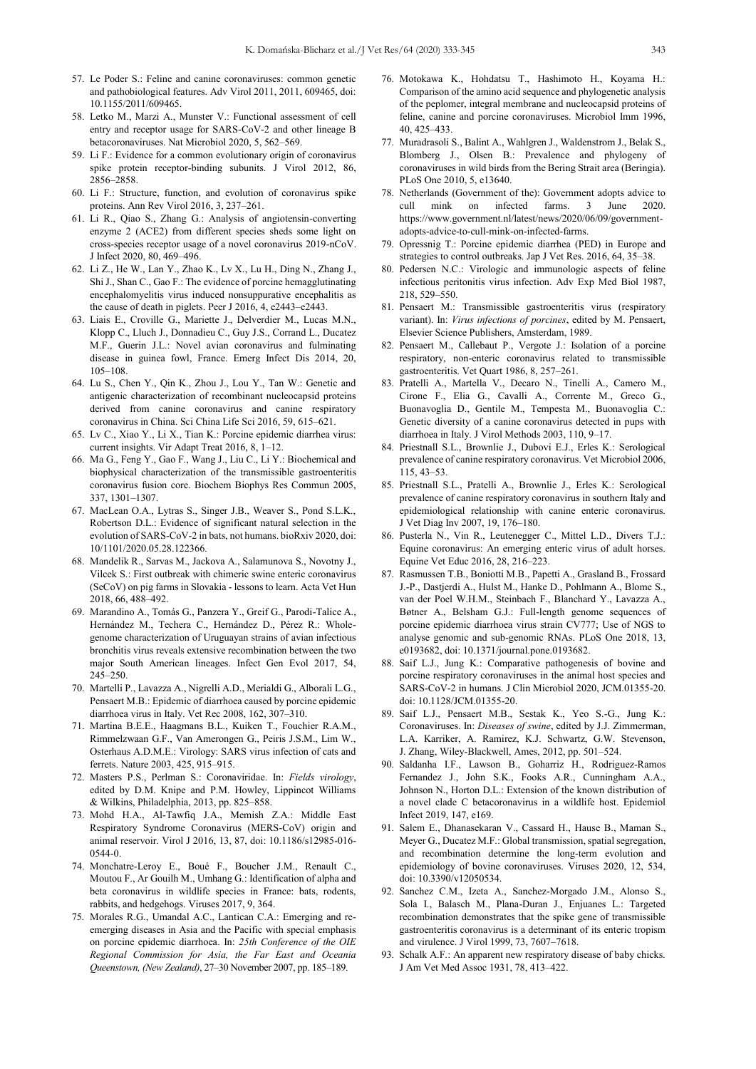57. Le Poder S.: Feline and canine coronaviruses: common genetic and pathobiological features. Adv Virol 2011, 2011, 609465, doi: 10.1155/2011/609465.
58. Letko M., Marzi A., Munster V.: Functional assessment of cell entry and receptor usage for SARS-CoV-2 and other lineage B betacoronaviruses. Nat Microbiol 2020, 5, 562–569.
59. Li F.: Evidence for a common evolutionary origin of coronavirus spike protein receptor-binding subunits. J Virol 2012, 86, 2856–2858.
60. Li F.: Structure, function, and evolution of coronavirus spike proteins. Ann Rev Virol 2016, 3, 237–261.
61. Li R., Qiao S., Zhang G.: Analysis of angiotensin-converting enzyme 2 (ACE2) from different species sheds some light on cross-species receptor usage of a novel coronavirus 2019-nCoV. J Infect 2020, 80, 469–496.
62. Li Z., He W., Lan Y., Zhao K., Lv X., Lu H., Ding N., Zhang J., Shi J., Shan C., Gao F.: The evidence of porcine hemagglutinating encephalomyelitis virus induced nonsuppurative encephalitis as the cause of death in piglets. Peer J 2016, 4, e2443–e2443.
63. Liais E., Croville G., Mariette J., Delverdier M., Lucas M.N., Klopp C., Lluch J., Donnadieu C., Guy J.S., Corrand L., Ducatez M.F., Guerin J.L.: Novel avian coronavirus and fulminating disease in guinea fowl, France. Emerg Infect Dis 2014, 20, 105–108.
64. Lu S., Chen Y., Qin K., Zhou J., Lou Y., Tan W.: Genetic and antigenic characterization of recombinant nucleocapsid proteins derived from canine coronavirus and canine respiratory coronavirus in China. Sci China Life Sci 2016, 59, 615–621.
65. Lv C., Xiao Y., Li X., Tian K.: Porcine epidemic diarrhea virus: current insights. Vir Adapt Treat 2016, 8, 1–12.
66. Ma G., Feng Y., Gao F., Wang J., Liu C., Li Y.: Biochemical and biophysical characterization of the transmissible gastroenteritis coronavirus fusion core. Biochem Biophys Res Commun 2005, 337, 1301–1307.
67. MacLean O.A., Lytras S., Singer J.B., Weaver S., Pond S.L.K., Robertson D.L.: Evidence of significant natural selection in the evolution of SARS-CoV-2 in bats, not humans. bioRxiv 2020, doi: 10/1101/2020.05.28.122366.
68. Mandelik R., Sarvas M., Jackova A., Salamunova S., Novotny J., Vilcek S.: First outbreak with chimeric swine enteric coronavirus (SeCoV) on pig farms in Slovakia - lessons to learn. Acta Vet Hun 2018, 66, 488–492.
69. Marandino A., Tomás G., Panzera Y., Greif G., Parodi-Talice A., Hernández M., Techera C., Hernández D., Pérez R.: Whole-genome characterization of Uruguayan strains of avian infectious bronchitis virus reveals extensive recombination between the two major South American lineages. Infect Gen Evol 2017, 54, 245–250.
70. Martelli P., Lavazza A., Nigrelli A.D., Merialdi G., Alborali L.G., Pensaert M.B.: Epidemic of diarrhoea caused by porcine epidemic diarrhoea virus in Italy. Vet Rec 2008, 162, 307–310.
71. Martina B.E.E., Haagmans B.L., Kuiken T., Fouchier R.A.M., Rimmelzwaan G.F., Van Amerongen G., Peiris J.S.M., Lim W., Osterhaus A.D.M.E.: Virology: SARS virus infection of cats and ferrets. Nature 2003, 425, 915–915.
72. Masters P.S., Perlman S.: Coronaviridae. In: *Fields virology*, edited by D.M. Knipe and P.M. Howley, Lippincot Williams & Wilkins, Philadelphia, 2013, pp. 825–858.
73. Mohd H.A., Al-Tawfiq J.A., Memish Z.A.: Middle East Respiratory Syndrome Coronavirus (MERS-CoV) origin and animal reservoir. Virol J 2016, 13, 87, doi: 10.1186/s12985-016-0544-0.
74. Monchatre-Leroy E., Boué F., Boucher J.M., Renault C., Moutou F., Ar Gouilh M., Umhang G.: Identification of alpha and beta coronavirus in wildlife species in France: bats, rodents, rabbits, and hedgehogs. Viruses 2017, 9, 364.
75. Morales R.G., Umandal A.C., Lantican C.A.: Emerging and re-emerging diseases in Asia and the Pacific with special emphasis on porcine epidemic diarrhoea. In: *25th Conference of the OIE Regional Commission for Asia, the Far East and Oceania Queenstown, (New Zealand)*, 27–30 November 2007, pp. 185–189.
76. Motokawa K., Hohdatsu T., Hashimoto H., Koyama H.: Comparison of the amino acid sequence and phylogenetic analysis of the peplomer, integral membrane and nucleocapsid proteins of feline, canine and porcine coronaviruses. Microbiol Imm 1996, 40, 425–433.
77. Muradrasoli S., Balint A., Wahlgren J., Waldenstrom J., Belak S., Blomberg J., Olsen B.: Prevalence and phylogeny of coronaviruses in wild birds from the Bering Strait area (Beringia). PLoS One 2010, 5, e13640.
78. Netherlands (Government of the): Government adopts advice to cull mink on infected farms. 3 June 2020. https://www.government.nl/latest/news/2020/06/09/government-adopts-advice-to-cull-mink-on-infected-farms.
79. Opressnig T.: Porcine epidemic diarrhea (PED) in Europe and strategies to control outbreaks. Jap J Vet Res. 2016, 64, 35–38.
80. Pedersen N.C.: Virologic and immunologic aspects of feline infectious peritonitis virus infection. Adv Exp Med Biol 1987, 218, 529–550.
81. Pensaert M.: Transmissible gastroenteritis virus (respiratory variant). In: *Virus infections of porcines*, edited by M. Pensaert, Elsevier Science Publishers, Amsterdam, 1989.
82. Pensaert M., Callebaut P., Vergote J.: Isolation of a porcine respiratory, non-enteric coronavirus related to transmissible gastroenteritis. Vet Quart 1986, 8, 257–261.
83. Pratelli A., Martella V., Decaro N., Tinelli A., Camero M., Cirone F., Elia G., Cavalli A., Corrente M., Greco G., Buonavoglia D., Gentile M., Tempesta M., Buonavoglia C.: Genetic diversity of a canine coronavirus detected in pups with diarrhoea in Italy. J Virol Methods 2003, 110, 9–17.
84. Priestnall S.L., Brownlie J., Dubovi E.J., Erles K.: Serological prevalence of canine respiratory coronavirus. Vet Microbiol 2006, 115, 43–53.
85. Priestnall S.L., Pratelli A., Brownlie J., Erles K.: Serological prevalence of canine respiratory coronavirus in southern Italy and epidemiological relationship with canine enteric coronavirus. J Vet Diag Inv 2007, 19, 176–180.
86. Pusterla N., Vin R., Leutenegger C., Mittel L.D., Divers T.J.: Equine coronavirus: An emerging enteric virus of adult horses. Equine Vet Educ 2016, 28, 216–223.
87. Rasmussen T.B., Boniotti M.B., Papetti A., Grasland B., Frossard J.-P., Dastjerdi A., Hulst M., Hanke D., Pohlmann A., Blome S., van der Poel W.H.M., Steinbach F., Blanchard Y., Lavazza A., Bøtner A., Belsham G.J.: Full-length genome sequences of porcine epidemic diarrhoea virus strain CV777; Use of NGS to analyse genomic and sub-genomic RNAs. PLoS One 2018, 13, e0193682, doi: 10.1371/journal.pone.0193682.
88. Saif L.J., Jung K.: Comparative pathogenesis of bovine and porcine respiratory coronaviruses in the animal host species and SARS-CoV-2 in humans. J Clin Microbiol 2020, JCM.01355-20. doi: 10.1128/JCM.01355-20.
89. Saif L.J., Pensaert M.B., Sestak K., Yeo S.-G., Jung K.: Coronaviruses. In: *Diseases of swine*, edited by J.J. Zimmerman, L.A. Karriker, A. Ramirez, K.J. Schwartz, G.W. Stevenson, J. Zhang, Wiley-Blackwell, Ames, 2012, pp. 501–524.
90. Saldanha I.F., Lawson B., Goharriz H., Rodriguez-Ramos Fernandez J., John S.K., Fooks A.R., Cunningham A.A., Johnson N., Horton D.L.: Extension of the known distribution of a novel clade C betacoronavirus in a wildlife host. Epidemiol Infect 2019, 147, e169.
91. Salem E., Dhanasekaran V., Cassard H., Hause B., Maman S., Meyer G., Ducatez M.F.: Global transmission, spatial segregation, and recombination determine the long-term evolution and epidemiology of bovine coronaviruses. Viruses 2020, 12, 534, doi: 10.3390/v12050534.
92. Sanchez C.M., Izeta A., Sanchez-Morgado J.M., Alonso S., Sola I., Balasch M., Plana-Duran J., Enjuanes L.: Targeted recombination demonstrates that the spike gene of transmissible gastroenteritis coronavirus is a determinant of its enteric tropism and virulence. J Virol 1999, 73, 7607–7618.
93. Schalk A.F.: An apparent new respiratory disease of baby chicks. J Am Vet Med Assoc 1931, 78, 413–422.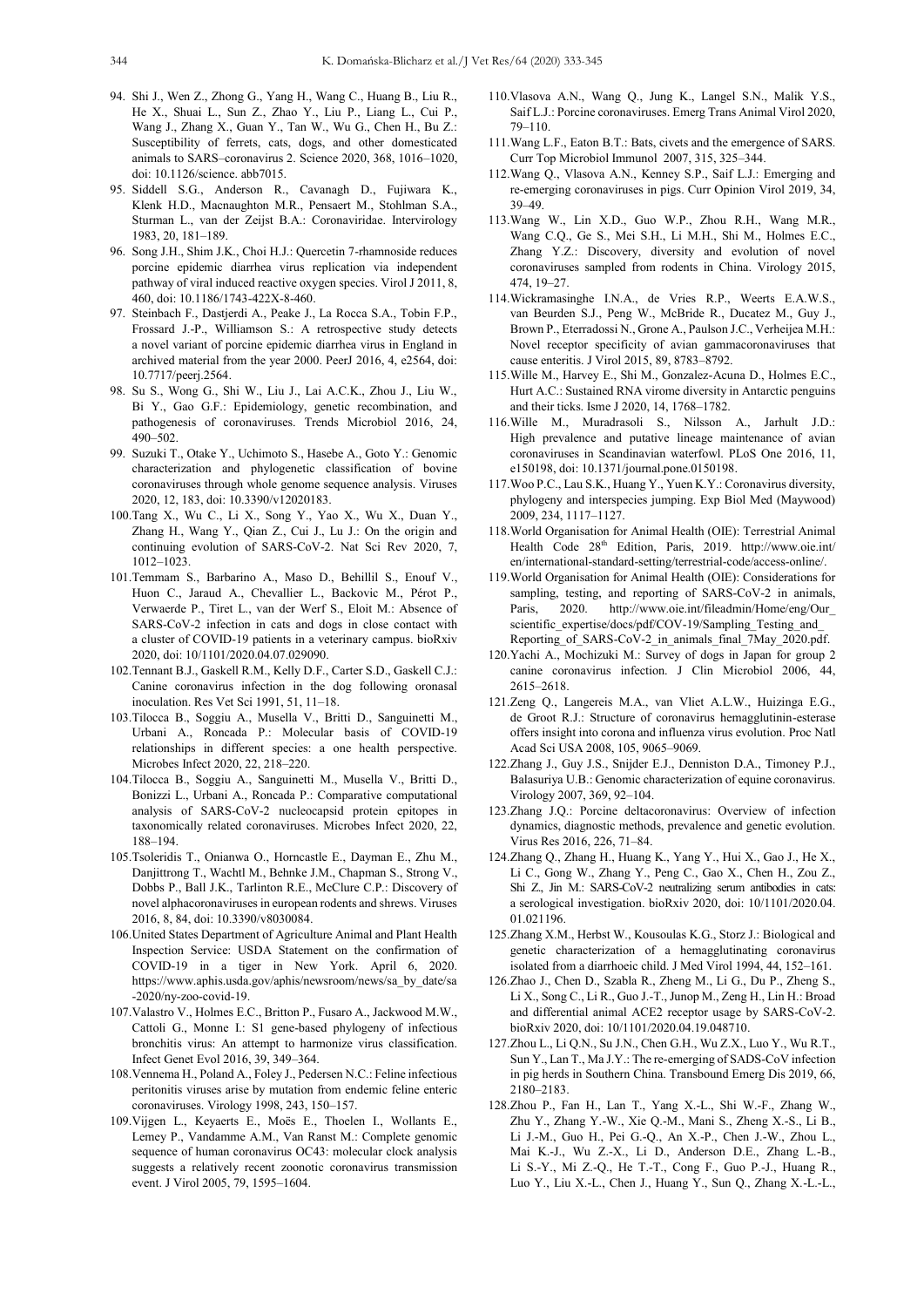94. Shi J., Wen Z., Zhong G., Yang H., Wang C., Huang B., Liu R., He X., Shuai L., Sun Z., Zhao Y., Liu P., Liang L., Cui P., Wang J., Zhang X., Guan Y., Tan W., Wu G., Chen H., Bu Z.: Susceptibility of ferrets, cats, dogs, and other domesticated animals to SARS–coronavirus 2. Science 2020, 368, 1016–1020, doi: 10.1126/science. abb7015.
95. Siddell S.G., Anderson R., Cavanagh D., Fujiwara K., Klenk H.D., Macnaughton M.R., Pensaert M., Stohlman S.A., Sturman L., van der Zeijst B.A.: Coronaviridae. Intervirology 1983, 20, 181–189.
96. Song J.H., Shim J.K., Choi H.J.: Quercetin 7-rhamnoside reduces porcine epidemic diarrhea virus replication via independent pathway of viral induced reactive oxygen species. Virol J 2011, 8, 460, doi: 10.1186/1743-422X-8-460.
97. Steinbach F., Dastjerdi A., Peake J., La Rocca S.A., Tobin F.P., Frossard J.-P., Williamson S.: A retrospective study detects a novel variant of porcine epidemic diarrhea virus in England in archived material from the year 2000. PeerJ 2016, 4, e2564, doi: 10.7717/peerj.2564.
98. Su S., Wong G., Shi W., Liu J., Lai A.C.K., Zhou J., Liu W., Bi Y., Gao G.F.: Epidemiology, genetic recombination, and pathogenesis of coronaviruses. Trends Microbiol 2016, 24, 490–502.
99. Suzuki T., Otake Y., Uchimoto S., Hasebe A., Goto Y.: Genomic characterization and phylogenetic classification of bovine coronaviruses through whole genome sequence analysis. Viruses 2020, 12, 183, doi: 10.3390/v12020183.
100. Tang X., Wu C., Li X., Song Y., Yao X., Wu X., Duan Y., Zhang H., Wang Y., Qian Z., Cui J., Lu J.: On the origin and continuing evolution of SARS-CoV-2. Nat Sci Rev 2020, 7, 1012–1023.
101. Temmam S., Barbarino A., Maso D., Behillil S., Enouf V., Huon C., Jaraud A., Chevallier L., Backovic M., Pérot P., Verwaerde P., Tiret L., van der Werf S., Eloit M.: Absence of SARS-CoV-2 infection in cats and dogs in close contact with a cluster of COVID-19 patients in a veterinary campus. bioRxiv 2020, doi: 10/1101/2020.04.07.029090.
102. Tennant B.J., Gaskell R.M., Kelly D.F., Carter S.D., Gaskell C.J.: Canine coronavirus infection in the dog following oronasal inoculation. Res Vet Sci 1991, 51, 11–18.
103. Tilocca B., Soggiu A., Musella V., Britti D., Sanguinetti M., Urbani A., Roncada P.: Molecular basis of COVID-19 relationships in different species: a one health perspective. Microbes Infect 2020, 22, 218–220.
104. Tilocca B., Soggiu A., Sanguinetti M., Musella V., Britti D., Bonizzi L., Urbani A., Roncada P.: Comparative computational analysis of SARS-CoV-2 nucleocapsid protein epitopes in taxonomically related coronaviruses. Microbes Infect 2020, 22, 188–194.
105. Tsoleridis T., Onianwa O., Horncastle E., Dayman E., Zhu M., Danjittrong T., Wachtl M., Behnke J.M., Chapman S., Strong V., Dobbs P., Ball J.K., Tarlinton R.E., McClure C.P.: Discovery of novel alphacoronaviruses in european rodents and shrews. Viruses 2016, 8, 84, doi: 10.3390/v8030084.
106. United States Department of Agriculture Animal and Plant Health Inspection Service: USDA Statement on the confirmation of COVID-19 in a tiger in New York. April 6, 2020. https://www.aphis.usda.gov/aphis/newsroom/news/sa_by_date/sa-2020/ny-zoo-covid-19.
107. Valastro V., Holmes E.C., Britton P., Fusaro A., Jackwood M.W., Cattoli G., Monne I.: S1 gene-based phylogeny of infectious bronchitis virus: An attempt to harmonize virus classification. Infect Genet Evol 2016, 39, 349–364.
108. Vennema H., Poland A., Foley J., Pedersen N.C.: Feline infectious peritonitis viruses arise by mutation from endemic feline enteric coronaviruses. Virology 1998, 243, 150–157.
109. Vijgen L., Keyaerts E., Moës E., Thoelen I., Wollants E., Lemey P., Vandamme A.M., Van Ranst M.: Complete genomic sequence of human coronavirus OC43: molecular clock analysis suggests a relatively recent zoonotic coronavirus transmission event. J Virol 2005, 79, 1595–1604.
110. Vlasova A.N., Wang Q., Jung K., Langel S.N., Malik Y.S., Saif L.J.: Porcine coronaviruses. Emerg Trans Animal Virol 2020, 79–110.
111. Wang L.F., Eaton B.T.: Bats, civets and the emergence of SARS. Curr Top Microbiol Immunol 2007, 315, 325–344.
112. Wang Q., Vlasova A.N., Kenney S.P., Saif L.J.: Emerging and re-emerging coronaviruses in pigs. Curr Opinion Virol 2019, 34, 39–49.
113. Wang W., Lin X.D., Guo W.P., Zhou R.H., Wang M.R., Wang C.Q., Ge S., Mei S.H., Li M.H., Shi M., Holmes E.C., Zhang Y.Z.: Discovery, diversity and evolution of novel coronaviruses sampled from rodents in China. Virology 2015, 474, 19–27.
114. Wickramasinghe I.N.A., de Vries R.P., Weerts E.A.W.S., van Beurden S.J., Peng W., McBride R., Ducatez M., Guy J., Brown P., Eterradossi N., Grone A., Paulson J.C., Verheijea M.H.: Novel receptor specificity of avian gammacoronaviruses that cause enteritis. J Virol 2015, 89, 8783–8792.
115. Wille M., Harvey E., Shi M., Gonzalez-Acuna D., Holmes E.C., Hurt A.C.: Sustained RNA virome diversity in Antarctic penguins and their ticks. Isme J 2020, 14, 1768–1782.
116. Wille M., Muradrasoli S., Nilsson A., Jarhult J.D.: High prevalence and putative lineage maintenance of avian coronaviruses in Scandinavian waterfowl. PLoS One 2016, 11, e150198, doi: 10.1371/journal.pone.0150198.
117. Woo P.C., Lau S.K., Huang Y., Yuen K.Y.: Coronavirus diversity, phylogeny and interspecies jumping. Exp Biol Med (Maywood) 2009, 234, 1117–1127.
118. World Organisation for Animal Health (OIE): Terrestrial Animal Health Code 28th Edition, Paris, 2019. http://www.oie.int/en/international-standard-setting/terrestrial-code/access-online/.
119. World Organisation for Animal Health (OIE): Considerations for sampling, testing, and reporting of SARS-CoV-2 in animals, Paris, 2020. http://www.oie.int/fileadmin/Home/eng/Our_scientific_expertise/docs/pdf/COV-19/Sampling_Testing_and_Reporting_of_SARS-CoV-2_in_animals_final_7May_2020.pdf.
120. Yachi A., Mochizuki M.: Survey of dogs in Japan for group 2 canine coronavirus infection. J Clin Microbiol 2006, 44, 2615–2618.
121. Zeng Q., Langereis M.A., van Vliet A.L.W., Huizinga E.G., de Groot R.J.: Structure of coronavirus hemagglutinin-esterase offers insight into corona and influenza virus evolution. Proc Natl Acad Sci USA 2008, 105, 9065–9069.
122. Zhang J., Guy J.S., Snijder E.J., Denniston D.A., Timoney P.J., Balasuriya U.B.: Genomic characterization of equine coronavirus. Virology 2007, 369, 92–104.
123. Zhang J.Q.: Porcine deltacoronavirus: Overview of infection dynamics, diagnostic methods, prevalence and genetic evolution. Virus Res 2016, 226, 71–84.
124. Zhang Q., Zhang H., Huang K., Yang Y., Hui X., Gao J., He X., Li C., Gong W., Zhang Y., Peng C., Gao X., Chen H., Zou Z., Shi Z., Jin M.: SARS-CoV-2 neutralizing serum antibodies in cats: a serological investigation. bioRxiv 2020, doi: 10/1101/2020.04.01.021196.
125. Zhang X.M., Herbst W., Kousoulas K.G., Storz J.: Biological and genetic characterization of a hemagglutinating coronavirus isolated from a diarrhoeic child. J Med Virol 1994, 44, 152–161.
126. Zhao J., Chen D., Szabla R., Zheng M., Li G., Du P., Zheng S., Li X., Song C., Li R., Guo J.-T., Junop M., Zeng H., Lin H.: Broad and differential animal ACE2 receptor usage by SARS-CoV-2. bioRxiv 2020, doi: 10/1101/2020.04.19.048710.
127. Zhou L., Li Q.N., Su J.N., Chen G.H., Wu Z.X., Luo Y., Wu R.T., Sun Y., Lan T., Ma J.Y.: The re-emerging of SADS-CoV infection in pig herds in Southern China. Transbound Emerg Dis 2019, 66, 2180–2183.
128. Zhou P., Fan H., Lan T., Yang X.-L., Shi W.-F., Zhang W., Zhu Y., Zhang Y.-W., Xie Q.-M., Mani S., Zheng X.-S., Li B., Li J.-M., Guo H., Pei G.-Q., An X.-P., Chen J.-W., Zhou L., Mai K.-J., Wu Z.-X., Li D., Anderson D.E., Zhang L.-B., Li S.-Y., Mi Z.-Q., He T.-T., Cong F., Guo P.-J., Huang R., Luo Y., Liu X.-L., Chen J., Huang Y., Sun Q., Zhang X.-L.-L.,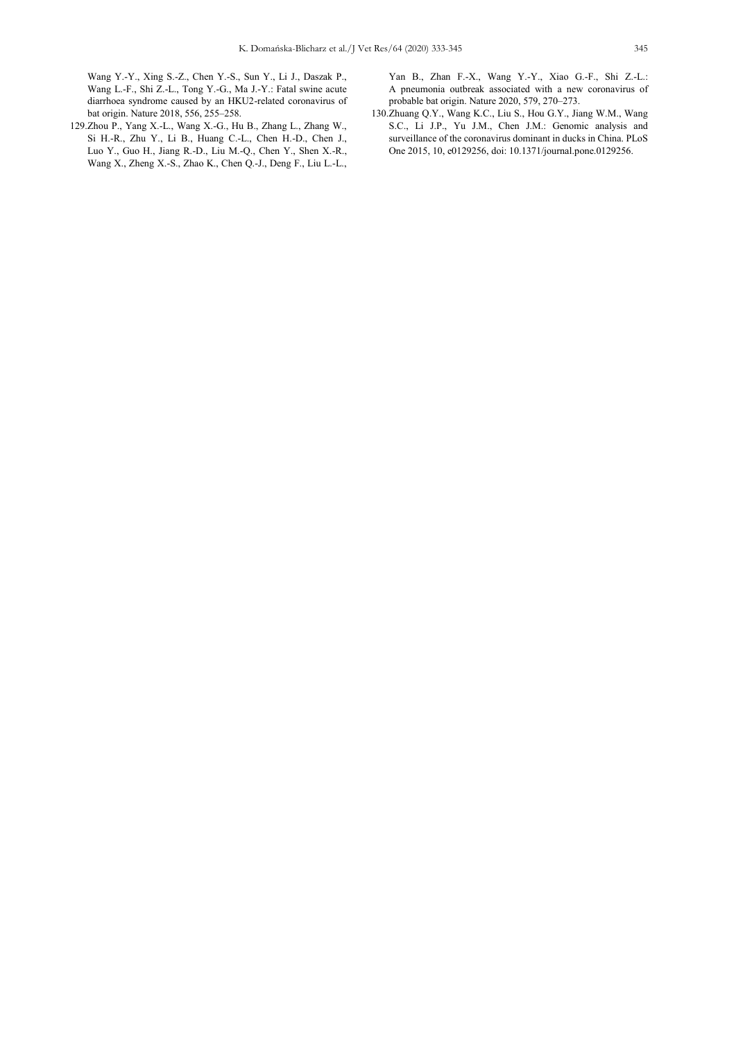Wang Y.-Y., Xing S.-Z., Chen Y.-S., Sun Y., Li J., Daszak P., Wang L.-F., Shi Z.-L., Tong Y.-G., Ma J.-Y.: Fatal swine acute diarrhoea syndrome caused by an HKU2-related coronavirus of bat origin. Nature 2018, 556, 255–258.

129. Zhou P., Yang X.-L., Wang X.-G., Hu B., Zhang L., Zhang W., Si H.-R., Zhu Y., Li B., Huang C.-L., Chen H.-D., Chen J., Luo Y., Guo H., Jiang R.-D., Liu M.-Q., Chen Y., Shen X.-R., Wang X., Zheng X.-S., Zhao K., Chen Q.-J., Deng F., Liu L.-L., Yan B., Zhan F.-X., Wang Y.-Y., Xiao G.-F., Shi Z.-L.: A pneumonia outbreak associated with a new coronavirus of probable bat origin. Nature 2020, 579, 270–273.

130. Zhuang Q.Y., Wang K.C., Liu S., Hou G.Y., Jiang W.M., Wang S.C., Li J.P., Yu J.M., Chen J.M.: Genomic analysis and surveillance of the coronavirus dominant in ducks in China. PLoS One 2015, 10, e0129256, doi: 10.1371/journal.pone.0129256.